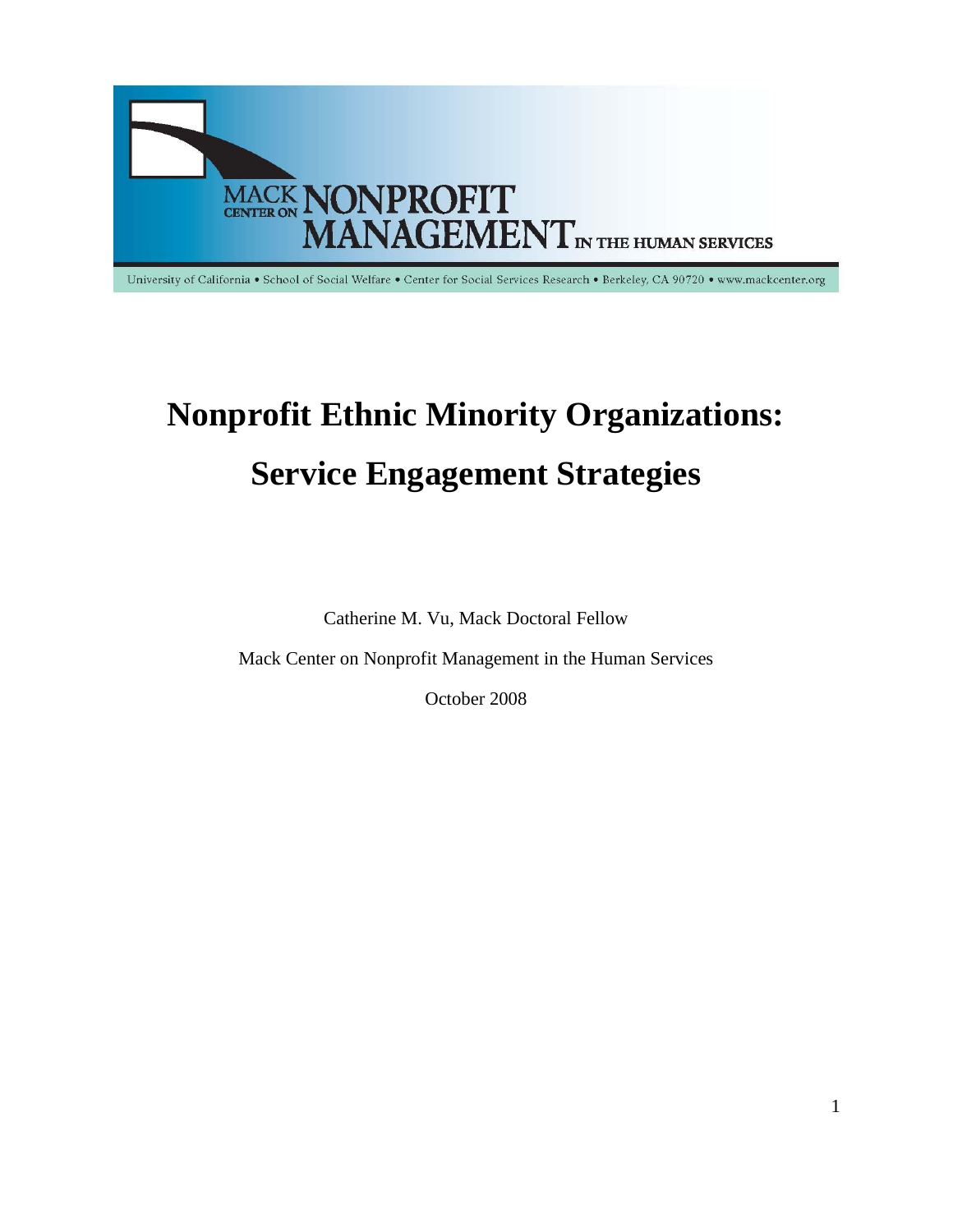MACK CENTER ON NONPROFIT MANAGEMENT IN THE HUMAN SERVICES

University of California • School of Social Welfare • Center for Social Services Research • Berkeley, CA 90720 • www.mackcenter.org

# Nonprofit Ethnic Minority Organizations: Service Engagement Strategies

Catherine M. Vu, Mack Doctoral Fellow

Mack Center on Nonprofit Management in the Human Services

October 2008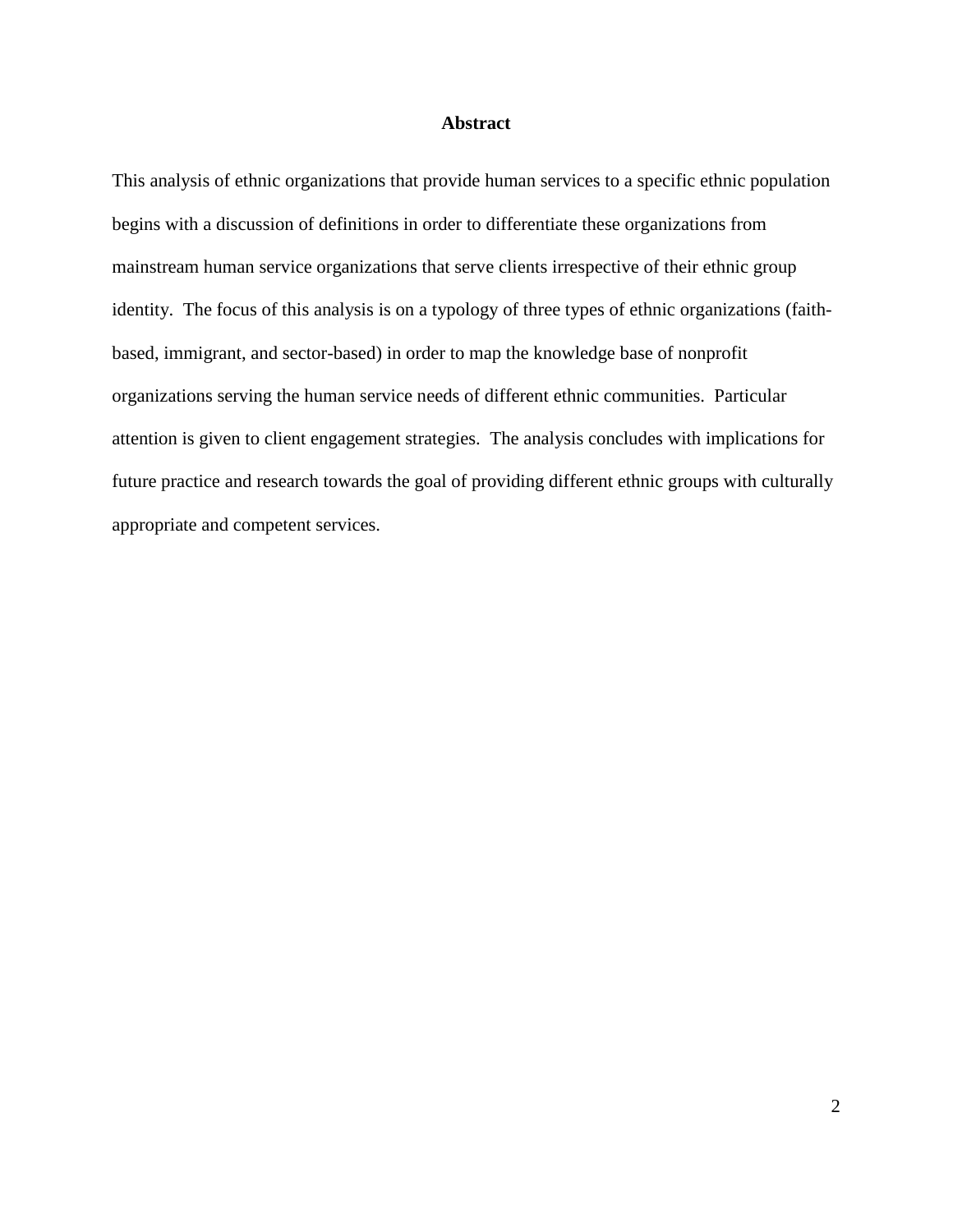## Abstract

This analysis of ethnic organizations that provide human services to a specific ethnic population begins with a discussion of definitions in order to differentiate these organizations from mainstream human service organizations that serve clients irrespective of their ethnic group identity. The focus of this analysis is on a typology of three types of ethnic organizations (faith-based, immigrant, and sector-based) in order to map the knowledge base of nonprofit organizations serving the human service needs of different ethnic communities. Particular attention is given to client engagement strategies. The analysis concludes with implications for future practice and research towards the goal of providing different ethnic groups with culturally appropriate and competent services.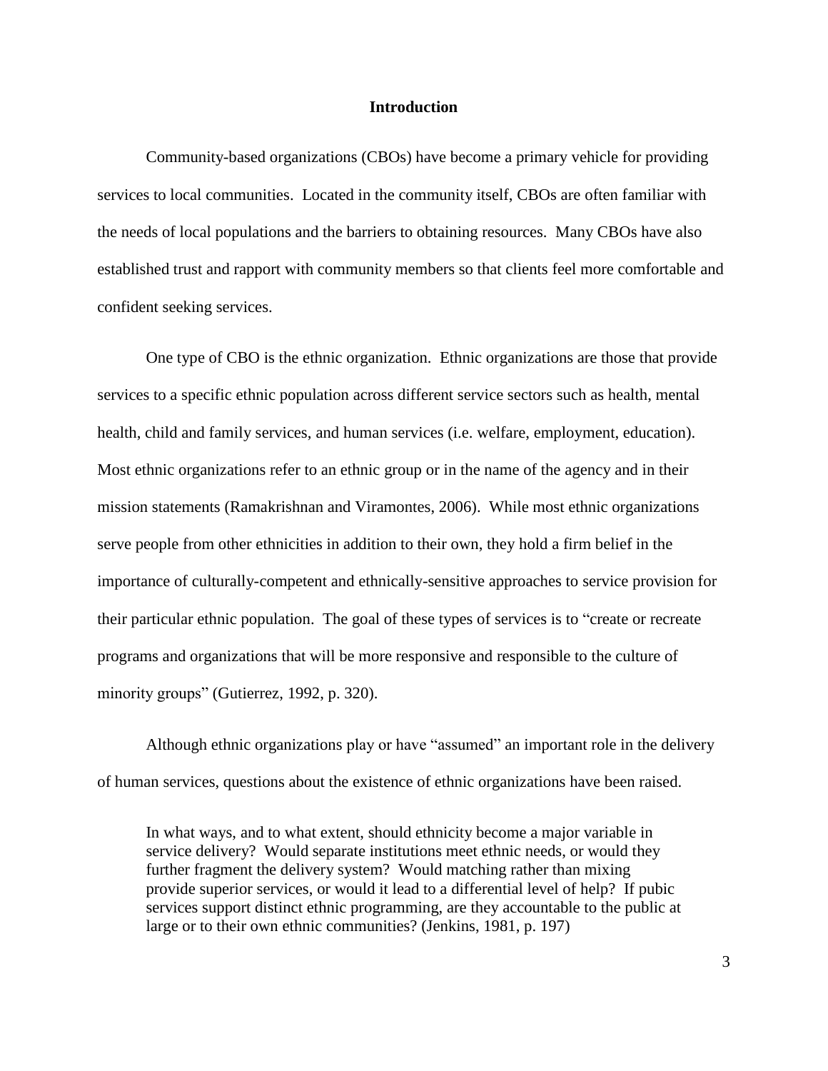## Introduction

Community-based organizations (CBOs) have become a primary vehicle for providing services to local communities. Located in the community itself, CBOs are often familiar with the needs of local populations and the barriers to obtaining resources. Many CBOs have also established trust and rapport with community members so that clients feel more comfortable and confident seeking services.

One type of CBO is the ethnic organization. Ethnic organizations are those that provide services to a specific ethnic population across different service sectors such as health, mental health, child and family services, and human services (i.e. welfare, employment, education). Most ethnic organizations refer to an ethnic group or in the name of the agency and in their mission statements (Ramakrishnan and Viramontes, 2006). While most ethnic organizations serve people from other ethnicities in addition to their own, they hold a firm belief in the importance of culturally-competent and ethnically-sensitive approaches to service provision for their particular ethnic population. The goal of these types of services is to "create or recreate programs and organizations that will be more responsive and responsible to the culture of minority groups" (Gutierrez, 1992, p. 320).

Although ethnic organizations play or have "assumed" an important role in the delivery of human services, questions about the existence of ethnic organizations have been raised.

> In what ways, and to what extent, should ethnicity become a major variable in service delivery? Would separate institutions meet ethnic needs, or would they further fragment the delivery system? Would matching rather than mixing provide superior services, or would it lead to a differential level of help? If pubic services support distinct ethnic programming, are they accountable to the public at large or to their own ethnic communities? (Jenkins, 1981, p. 197)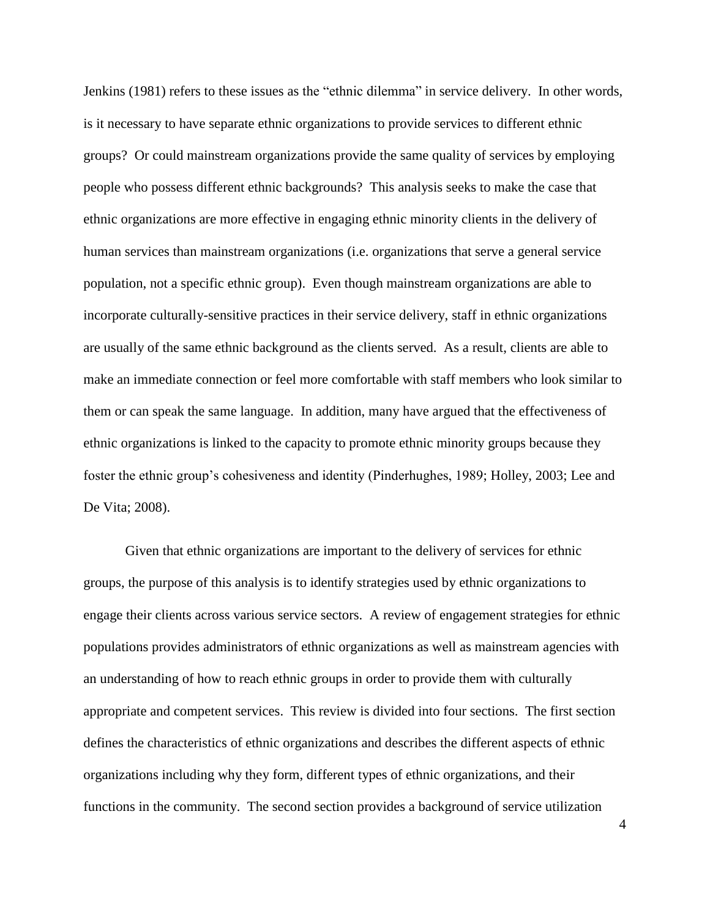Jenkins (1981) refers to these issues as the "ethnic dilemma" in service delivery. In other words, is it necessary to have separate ethnic organizations to provide services to different ethnic groups? Or could mainstream organizations provide the same quality of services by employing people who possess different ethnic backgrounds? This analysis seeks to make the case that ethnic organizations are more effective in engaging ethnic minority clients in the delivery of human services than mainstream organizations (i.e. organizations that serve a general service population, not a specific ethnic group). Even though mainstream organizations are able to incorporate culturally-sensitive practices in their service delivery, staff in ethnic organizations are usually of the same ethnic background as the clients served. As a result, clients are able to make an immediate connection or feel more comfortable with staff members who look similar to them or can speak the same language. In addition, many have argued that the effectiveness of ethnic organizations is linked to the capacity to promote ethnic minority groups because they foster the ethnic group's cohesiveness and identity (Pinderhughes, 1989; Holley, 2003; Lee and De Vita; 2008).

Given that ethnic organizations are important to the delivery of services for ethnic groups, the purpose of this analysis is to identify strategies used by ethnic organizations to engage their clients across various service sectors. A review of engagement strategies for ethnic populations provides administrators of ethnic organizations as well as mainstream agencies with an understanding of how to reach ethnic groups in order to provide them with culturally appropriate and competent services. This review is divided into four sections. The first section defines the characteristics of ethnic organizations and describes the different aspects of ethnic organizations including why they form, different types of ethnic organizations, and their functions in the community. The second section provides a background of service utilization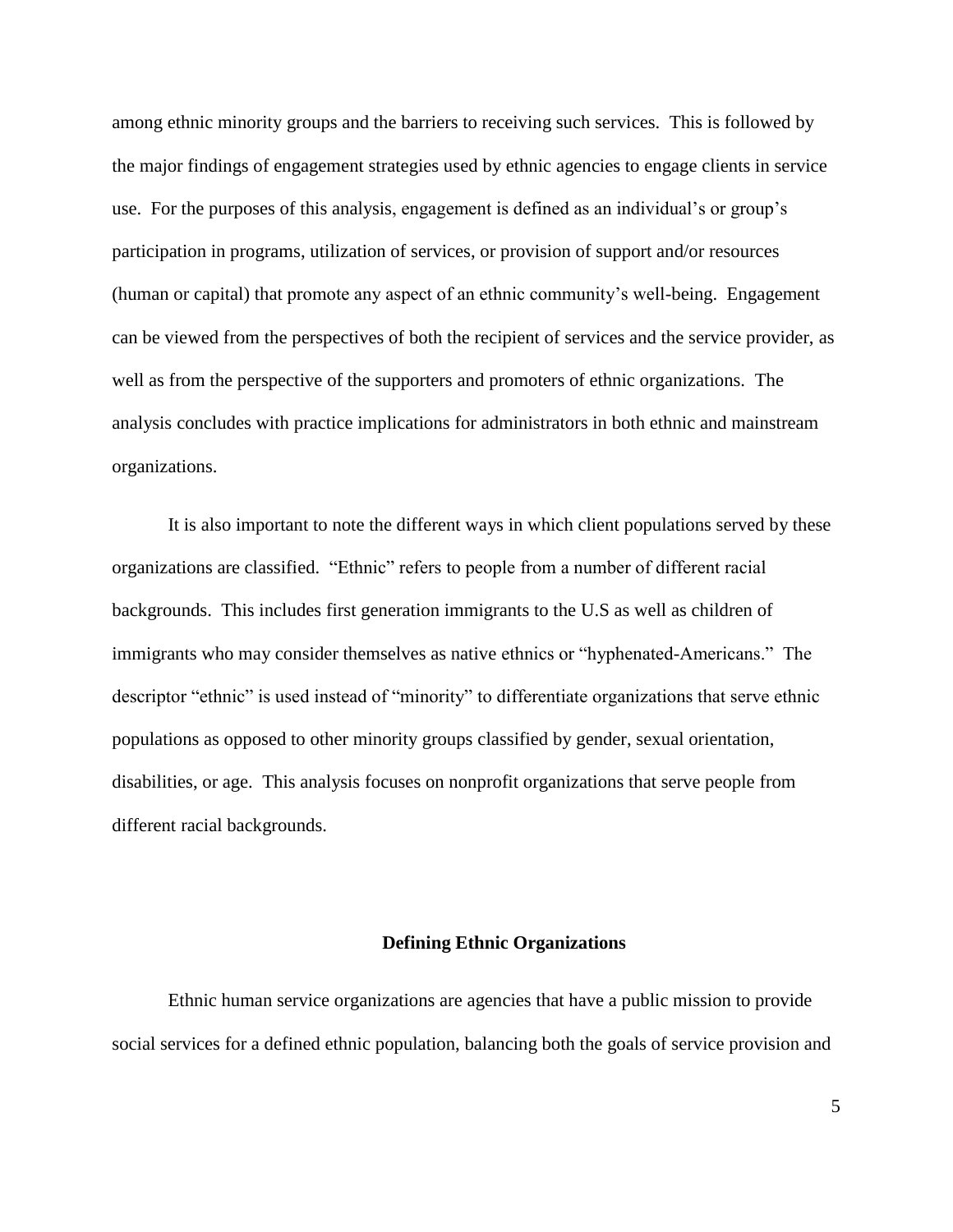among ethnic minority groups and the barriers to receiving such services. This is followed by the major findings of engagement strategies used by ethnic agencies to engage clients in service use. For the purposes of this analysis, engagement is defined as an individual's or group's participation in programs, utilization of services, or provision of support and/or resources (human or capital) that promote any aspect of an ethnic community's well-being. Engagement can be viewed from the perspectives of both the recipient of services and the service provider, as well as from the perspective of the supporters and promoters of ethnic organizations. The analysis concludes with practice implications for administrators in both ethnic and mainstream organizations.

It is also important to note the different ways in which client populations served by these organizations are classified. "Ethnic" refers to people from a number of different racial backgrounds. This includes first generation immigrants to the U.S as well as children of immigrants who may consider themselves as native ethnics or "hyphenated-Americans." The descriptor "ethnic" is used instead of "minority" to differentiate organizations that serve ethnic populations as opposed to other minority groups classified by gender, sexual orientation, disabilities, or age. This analysis focuses on nonprofit organizations that serve people from different racial backgrounds.

## Defining Ethnic Organizations

Ethnic human service organizations are agencies that have a public mission to provide social services for a defined ethnic population, balancing both the goals of service provision and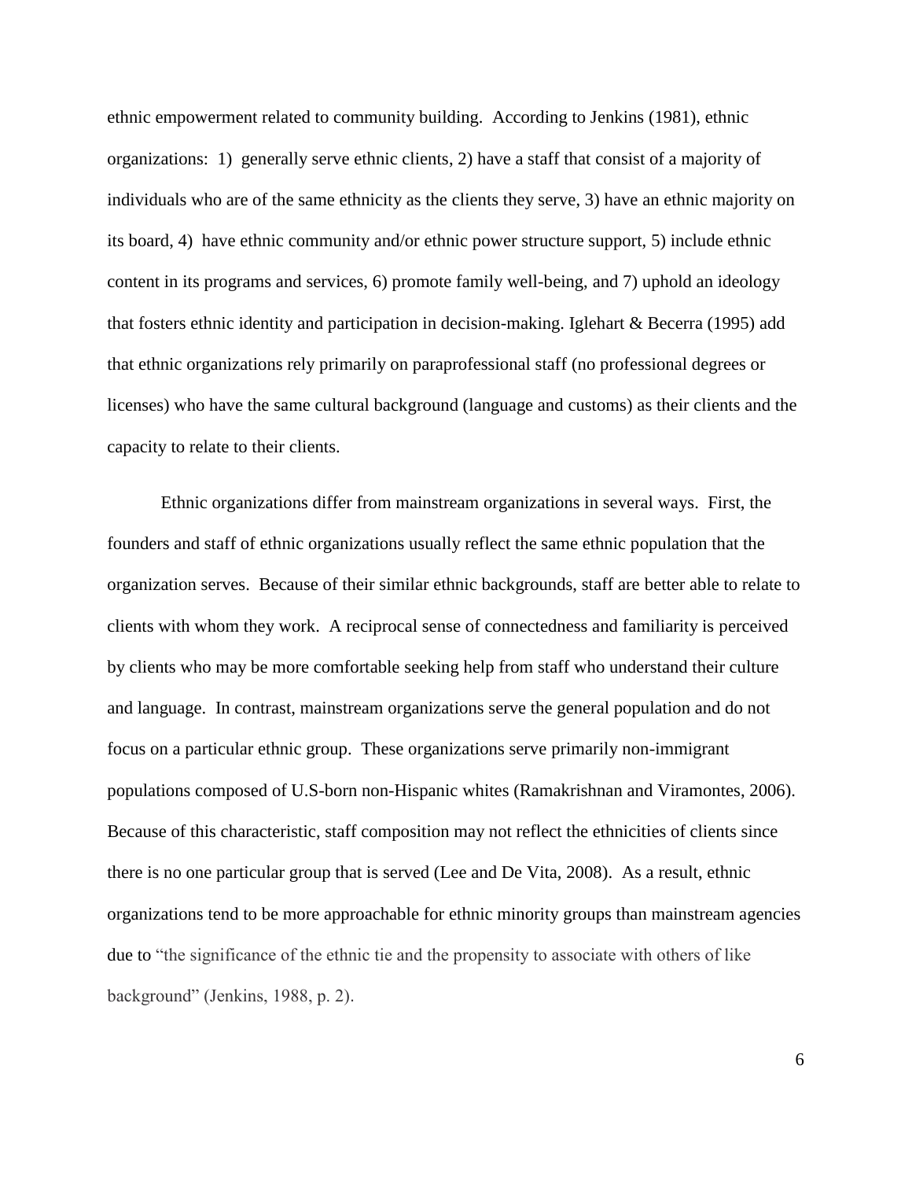ethnic empowerment related to community building. According to Jenkins (1981), ethnic organizations: 1) generally serve ethnic clients, 2) have a staff that consist of a majority of individuals who are of the same ethnicity as the clients they serve, 3) have an ethnic majority on its board, 4) have ethnic community and/or ethnic power structure support, 5) include ethnic content in its programs and services, 6) promote family well-being, and 7) uphold an ideology that fosters ethnic identity and participation in decision-making. Iglehart & Becerra (1995) add that ethnic organizations rely primarily on paraprofessional staff (no professional degrees or licenses) who have the same cultural background (language and customs) as their clients and the capacity to relate to their clients.

Ethnic organizations differ from mainstream organizations in several ways. First, the founders and staff of ethnic organizations usually reflect the same ethnic population that the organization serves. Because of their similar ethnic backgrounds, staff are better able to relate to clients with whom they work. A reciprocal sense of connectedness and familiarity is perceived by clients who may be more comfortable seeking help from staff who understand their culture and language. In contrast, mainstream organizations serve the general population and do not focus on a particular ethnic group. These organizations serve primarily non-immigrant populations composed of U.S-born non-Hispanic whites (Ramakrishnan and Viramontes, 2006). Because of this characteristic, staff composition may not reflect the ethnicities of clients since there is no one particular group that is served (Lee and De Vita, 2008). As a result, ethnic organizations tend to be more approachable for ethnic minority groups than mainstream agencies due to "the significance of the ethnic tie and the propensity to associate with others of like background" (Jenkins, 1988, p. 2).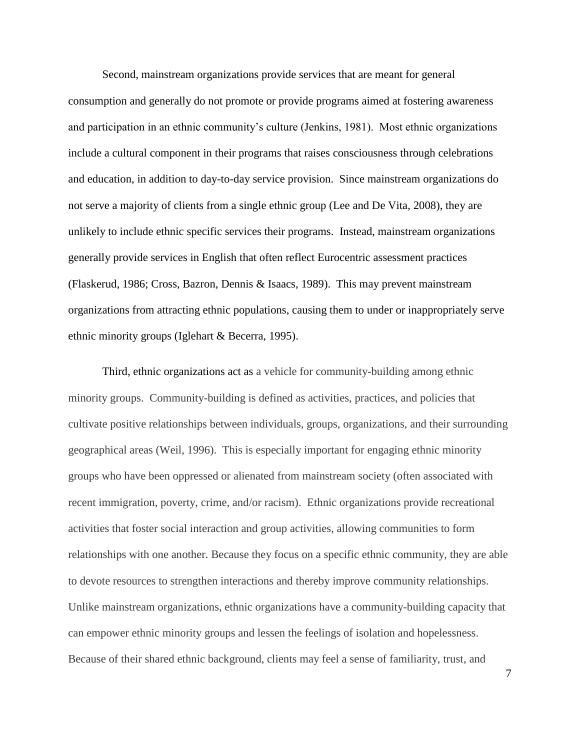Second, mainstream organizations provide services that are meant for general consumption and generally do not promote or provide programs aimed at fostering awareness and participation in an ethnic community's culture (Jenkins, 1981). Most ethnic organizations include a cultural component in their programs that raises consciousness through celebrations and education, in addition to day-to-day service provision. Since mainstream organizations do not serve a majority of clients from a single ethnic group (Lee and De Vita, 2008), they are unlikely to include ethnic specific services their programs. Instead, mainstream organizations generally provide services in English that often reflect Eurocentric assessment practices (Flaskerud, 1986; Cross, Bazron, Dennis & Isaacs, 1989). This may prevent mainstream organizations from attracting ethnic populations, causing them to under or inappropriately serve ethnic minority groups (Iglehart & Becerra, 1995).

Third, ethnic organizations act as a vehicle for community-building among ethnic minority groups. Community-building is defined as activities, practices, and policies that cultivate positive relationships between individuals, groups, organizations, and their surrounding geographical areas (Weil, 1996). This is especially important for engaging ethnic minority groups who have been oppressed or alienated from mainstream society (often associated with recent immigration, poverty, crime, and/or racism). Ethnic organizations provide recreational activities that foster social interaction and group activities, allowing communities to form relationships with one another. Because they focus on a specific ethnic community, they are able to devote resources to strengthen interactions and thereby improve community relationships. Unlike mainstream organizations, ethnic organizations have a community-building capacity that can empower ethnic minority groups and lessen the feelings of isolation and hopelessness. Because of their shared ethnic background, clients may feel a sense of familiarity, trust, and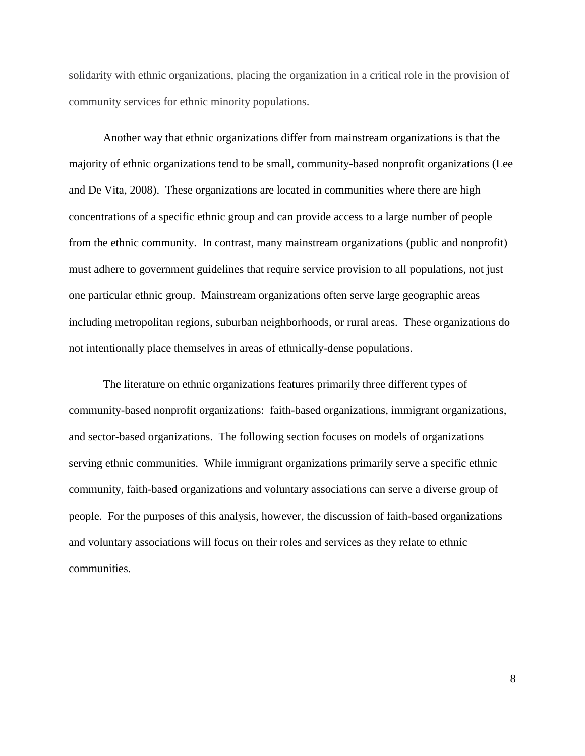solidarity with ethnic organizations, placing the organization in a critical role in the provision of community services for ethnic minority populations.

Another way that ethnic organizations differ from mainstream organizations is that the majority of ethnic organizations tend to be small, community-based nonprofit organizations (Lee and De Vita, 2008). These organizations are located in communities where there are high concentrations of a specific ethnic group and can provide access to a large number of people from the ethnic community. In contrast, many mainstream organizations (public and nonprofit) must adhere to government guidelines that require service provision to all populations, not just one particular ethnic group. Mainstream organizations often serve large geographic areas including metropolitan regions, suburban neighborhoods, or rural areas. These organizations do not intentionally place themselves in areas of ethnically-dense populations.

The literature on ethnic organizations features primarily three different types of community-based nonprofit organizations: faith-based organizations, immigrant organizations, and sector-based organizations. The following section focuses on models of organizations serving ethnic communities. While immigrant organizations primarily serve a specific ethnic community, faith-based organizations and voluntary associations can serve a diverse group of people. For the purposes of this analysis, however, the discussion of faith-based organizations and voluntary associations will focus on their roles and services as they relate to ethnic communities.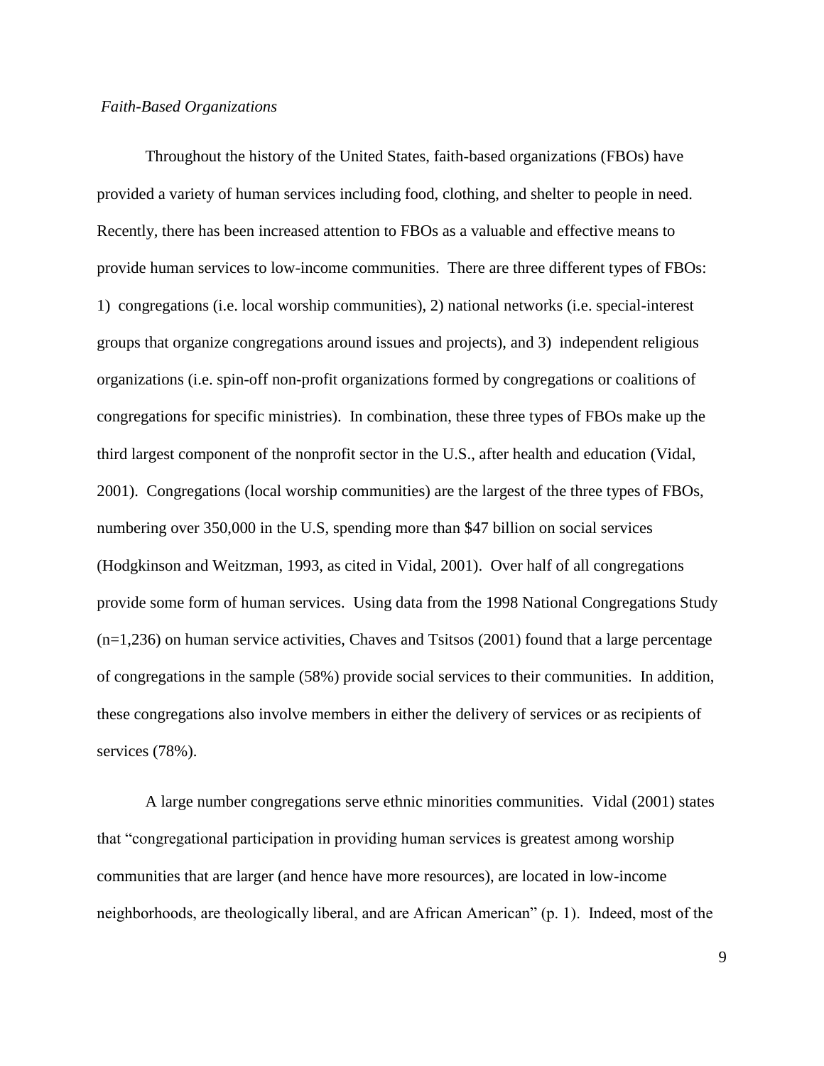*Faith-Based Organizations*

Throughout the history of the United States, faith-based organizations (FBOs) have provided a variety of human services including food, clothing, and shelter to people in need. Recently, there has been increased attention to FBOs as a valuable and effective means to provide human services to low-income communities. There are three different types of FBOs: 1) congregations (i.e. local worship communities), 2) national networks (i.e. special-interest groups that organize congregations around issues and projects), and 3) independent religious organizations (i.e. spin-off non-profit organizations formed by congregations or coalitions of congregations for specific ministries). In combination, these three types of FBOs make up the third largest component of the nonprofit sector in the U.S., after health and education (Vidal, 2001). Congregations (local worship communities) are the largest of the three types of FBOs, numbering over 350,000 in the U.S, spending more than $47 billion on social services (Hodgkinson and Weitzman, 1993, as cited in Vidal, 2001). Over half of all congregations provide some form of human services. Using data from the 1998 National Congregations Study (n=1,236) on human service activities, Chaves and Tsitsos (2001) found that a large percentage of congregations in the sample (58%) provide social services to their communities. In addition, these congregations also involve members in either the delivery of services or as recipients of services (78%).

A large number congregations serve ethnic minorities communities. Vidal (2001) states that "congregational participation in providing human services is greatest among worship communities that are larger (and hence have more resources), are located in low-income neighborhoods, are theologically liberal, and are African American" (p. 1). Indeed, most of the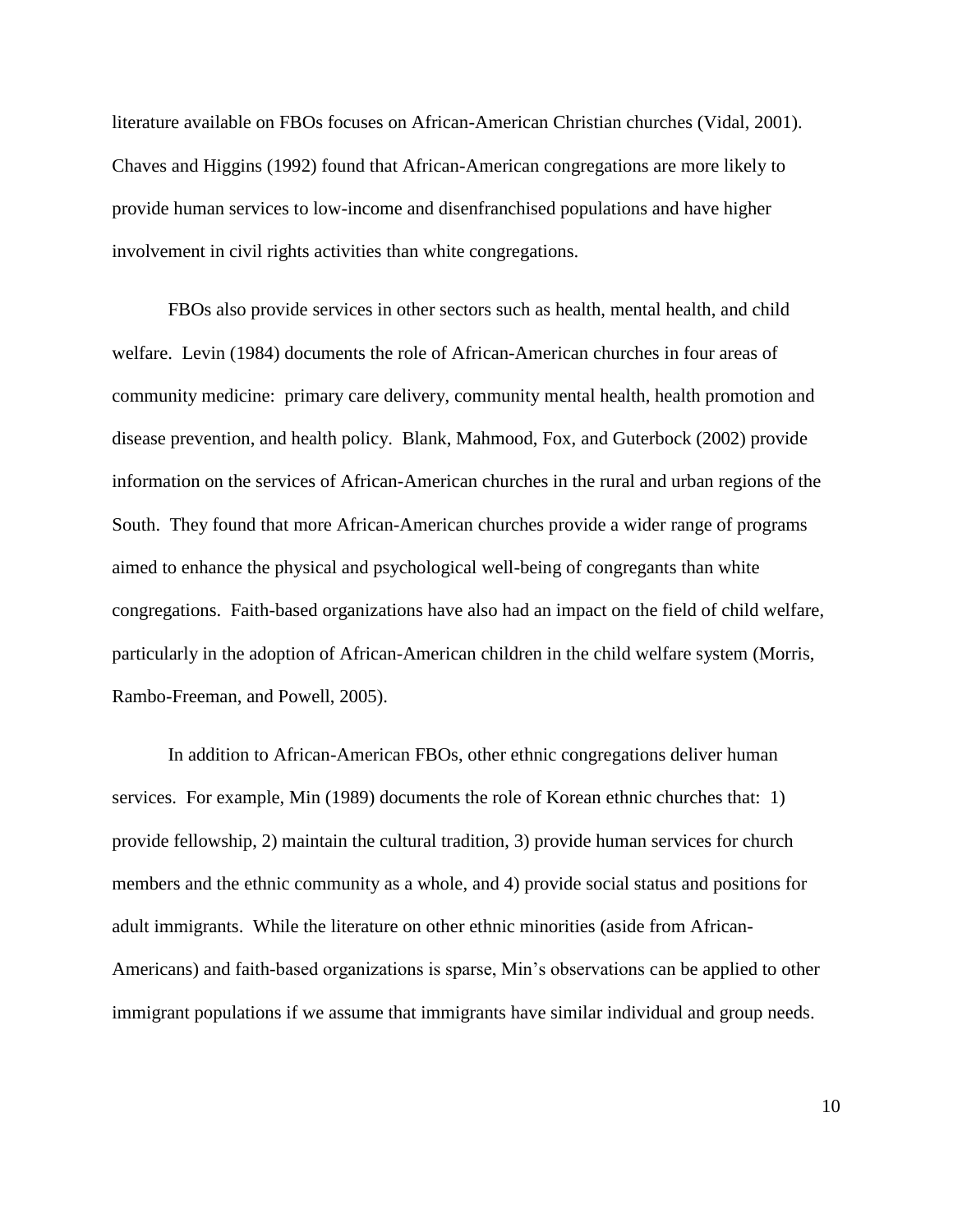literature available on FBOs focuses on African-American Christian churches (Vidal, 2001). Chaves and Higgins (1992) found that African-American congregations are more likely to provide human services to low-income and disenfranchised populations and have higher involvement in civil rights activities than white congregations.

FBOs also provide services in other sectors such as health, mental health, and child welfare. Levin (1984) documents the role of African-American churches in four areas of community medicine: primary care delivery, community mental health, health promotion and disease prevention, and health policy. Blank, Mahmood, Fox, and Guterbock (2002) provide information on the services of African-American churches in the rural and urban regions of the South. They found that more African-American churches provide a wider range of programs aimed to enhance the physical and psychological well-being of congregants than white congregations. Faith-based organizations have also had an impact on the field of child welfare, particularly in the adoption of African-American children in the child welfare system (Morris, Rambo-Freeman, and Powell, 2005).

In addition to African-American FBOs, other ethnic congregations deliver human services. For example, Min (1989) documents the role of Korean ethnic churches that: 1) provide fellowship, 2) maintain the cultural tradition, 3) provide human services for church members and the ethnic community as a whole, and 4) provide social status and positions for adult immigrants. While the literature on other ethnic minorities (aside from African-Americans) and faith-based organizations is sparse, Min's observations can be applied to other immigrant populations if we assume that immigrants have similar individual and group needs.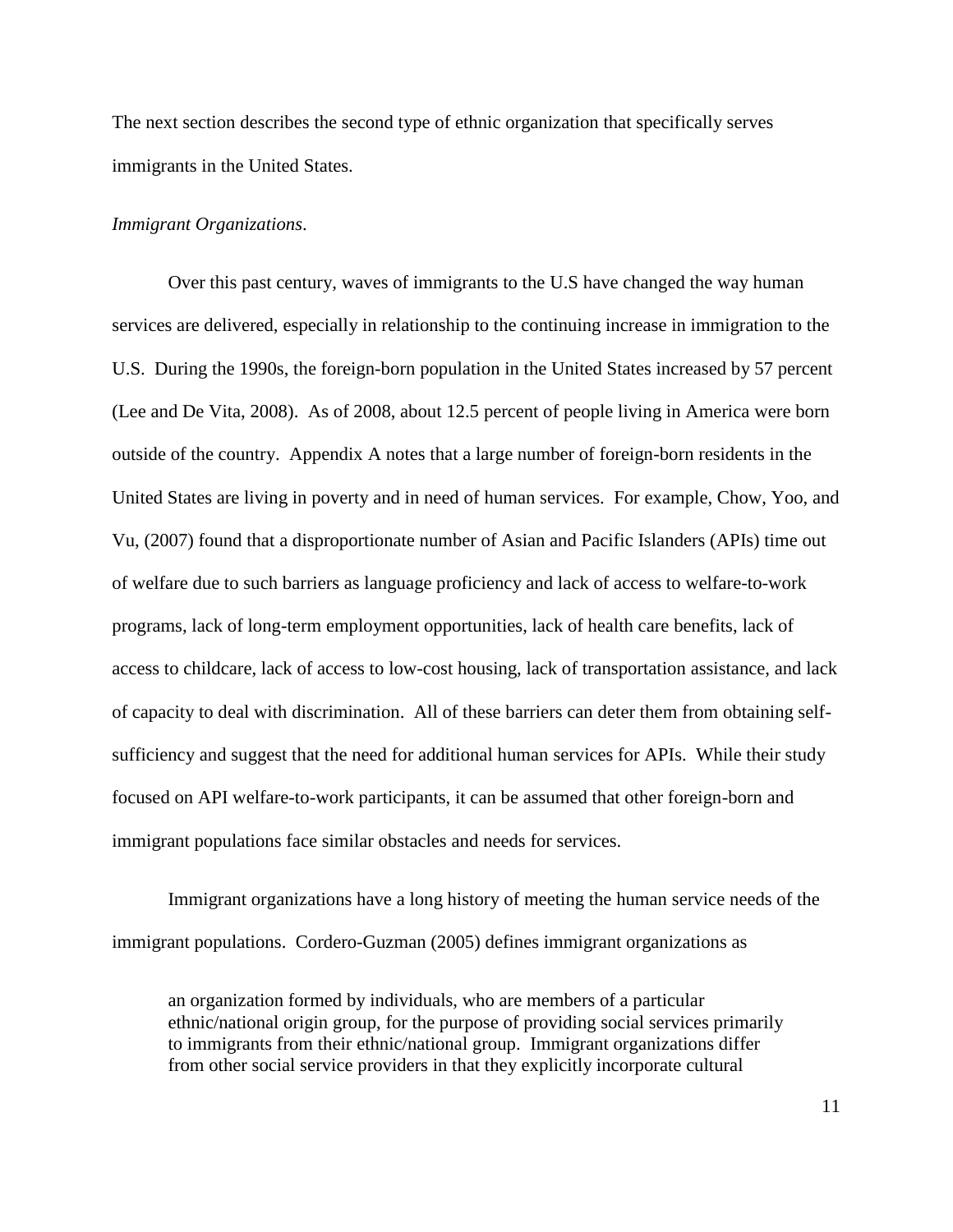The next section describes the second type of ethnic organization that specifically serves immigrants in the United States.

*Immigrant Organizations*.

Over this past century, waves of immigrants to the U.S have changed the way human services are delivered, especially in relationship to the continuing increase in immigration to the U.S. During the 1990s, the foreign-born population in the United States increased by 57 percent (Lee and De Vita, 2008). As of 2008, about 12.5 percent of people living in America were born outside of the country. Appendix A notes that a large number of foreign-born residents in the United States are living in poverty and in need of human services. For example, Chow, Yoo, and Vu, (2007) found that a disproportionate number of Asian and Pacific Islanders (APIs) time out of welfare due to such barriers as language proficiency and lack of access to welfare-to-work programs, lack of long-term employment opportunities, lack of health care benefits, lack of access to childcare, lack of access to low-cost housing, lack of transportation assistance, and lack of capacity to deal with discrimination. All of these barriers can deter them from obtaining self-sufficiency and suggest that the need for additional human services for APIs. While their study focused on API welfare-to-work participants, it can be assumed that other foreign-born and immigrant populations face similar obstacles and needs for services.

Immigrant organizations have a long history of meeting the human service needs of the immigrant populations. Cordero-Guzman (2005) defines immigrant organizations as

> an organization formed by individuals, who are members of a particular ethnic/national origin group, for the purpose of providing social services primarily to immigrants from their ethnic/national group. Immigrant organizations differ from other social service providers in that they explicitly incorporate cultural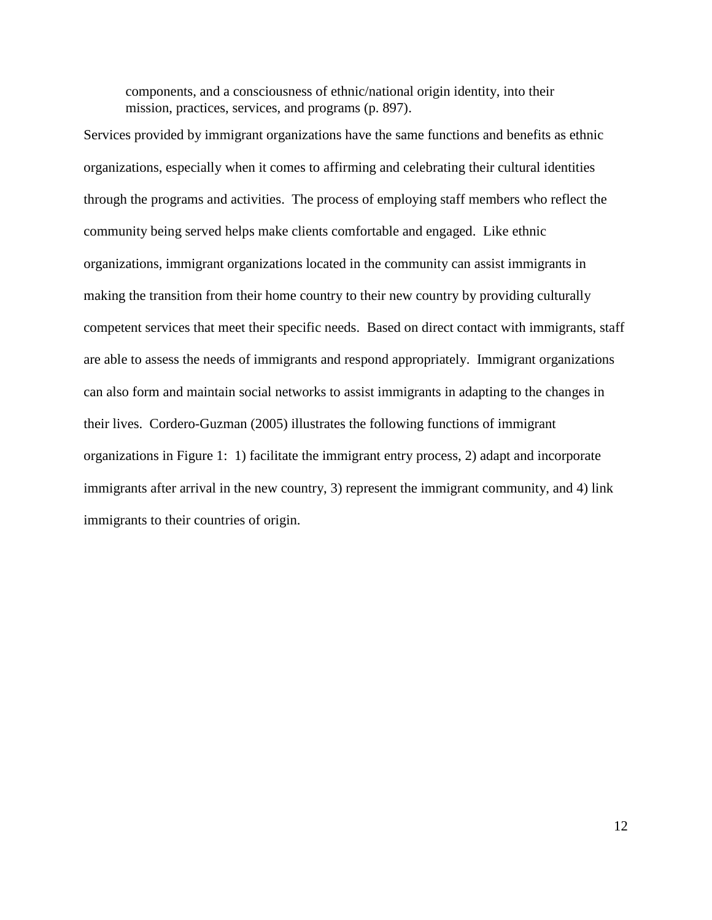> components, and a consciousness of ethnic/national origin identity, into their mission, practices, services, and programs (p. 897).

Services provided by immigrant organizations have the same functions and benefits as ethnic organizations, especially when it comes to affirming and celebrating their cultural identities through the programs and activities. The process of employing staff members who reflect the community being served helps make clients comfortable and engaged. Like ethnic organizations, immigrant organizations located in the community can assist immigrants in making the transition from their home country to their new country by providing culturally competent services that meet their specific needs. Based on direct contact with immigrants, staff are able to assess the needs of immigrants and respond appropriately. Immigrant organizations can also form and maintain social networks to assist immigrants in adapting to the changes in their lives. Cordero-Guzman (2005) illustrates the following functions of immigrant organizations in Figure 1: 1) facilitate the immigrant entry process, 2) adapt and incorporate immigrants after arrival in the new country, 3) represent the immigrant community, and 4) link immigrants to their countries of origin.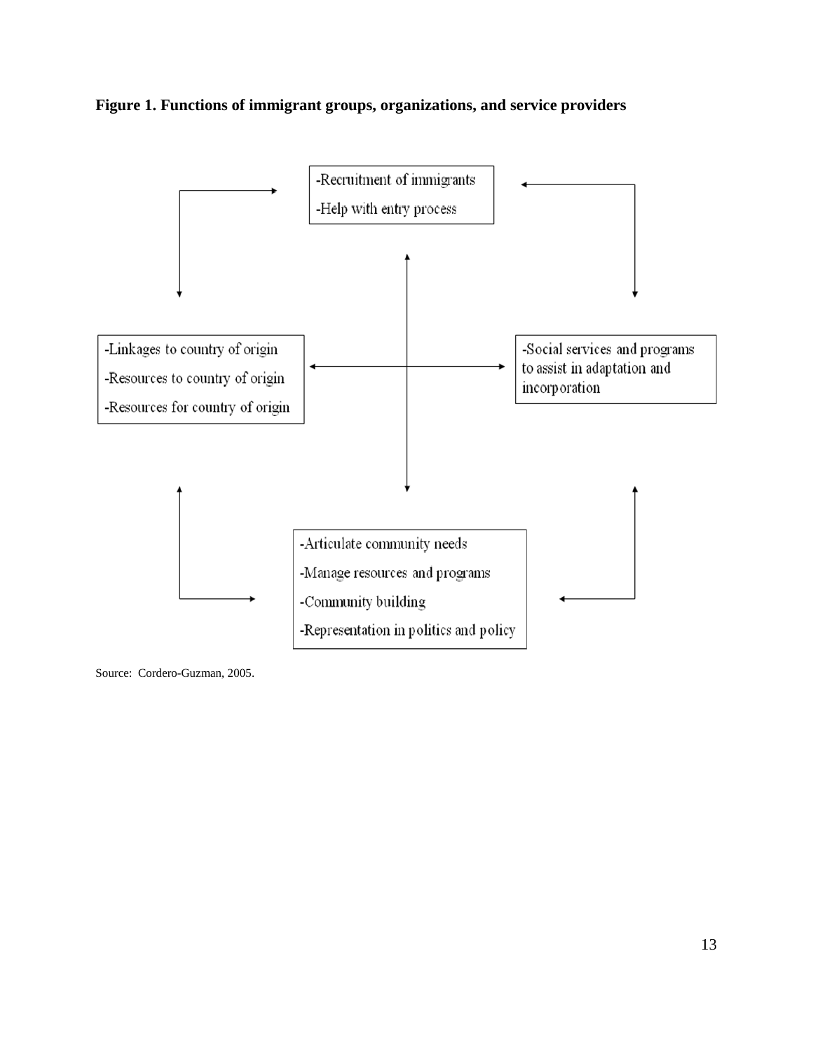**Figure 1. Functions of immigrant groups, organizations, and service providers**

-Recruitment of immigrants
-Help with entry process

-Linkages to country of origin
-Resources to country of origin
-Resources for country of origin

-Social services and programs to assist in adaptation and incorporation

-Articulate community needs
-Manage resources and programs
-Community building
-Representation in politics and policy

Source: Cordero-Guzman, 2005.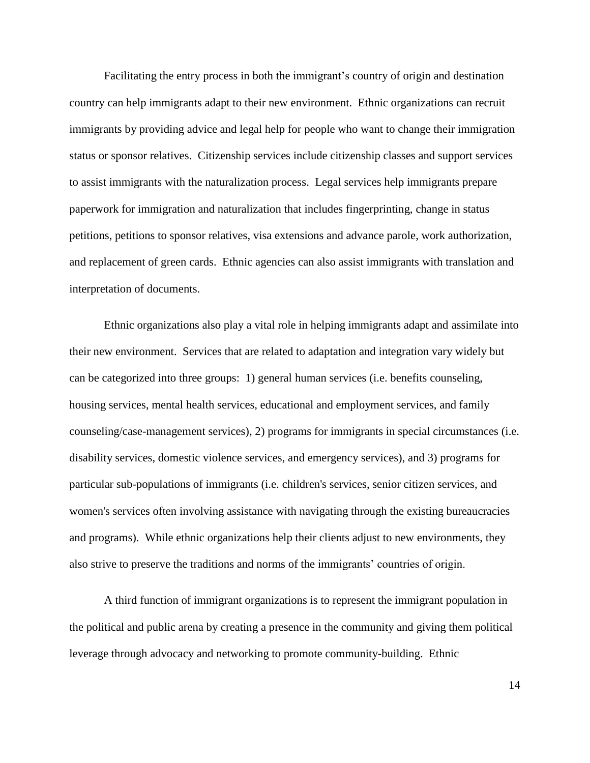Facilitating the entry process in both the immigrant's country of origin and destination country can help immigrants adapt to their new environment. Ethnic organizations can recruit immigrants by providing advice and legal help for people who want to change their immigration status or sponsor relatives. Citizenship services include citizenship classes and support services to assist immigrants with the naturalization process. Legal services help immigrants prepare paperwork for immigration and naturalization that includes fingerprinting, change in status petitions, petitions to sponsor relatives, visa extensions and advance parole, work authorization, and replacement of green cards. Ethnic agencies can also assist immigrants with translation and interpretation of documents.

Ethnic organizations also play a vital role in helping immigrants adapt and assimilate into their new environment. Services that are related to adaptation and integration vary widely but can be categorized into three groups: 1) general human services (i.e. benefits counseling, housing services, mental health services, educational and employment services, and family counseling/case-management services), 2) programs for immigrants in special circumstances (i.e. disability services, domestic violence services, and emergency services), and 3) programs for particular sub-populations of immigrants (i.e. children's services, senior citizen services, and women's services often involving assistance with navigating through the existing bureaucracies and programs). While ethnic organizations help their clients adjust to new environments, they also strive to preserve the traditions and norms of the immigrants' countries of origin.

A third function of immigrant organizations is to represent the immigrant population in the political and public arena by creating a presence in the community and giving them political leverage through advocacy and networking to promote community-building. Ethnic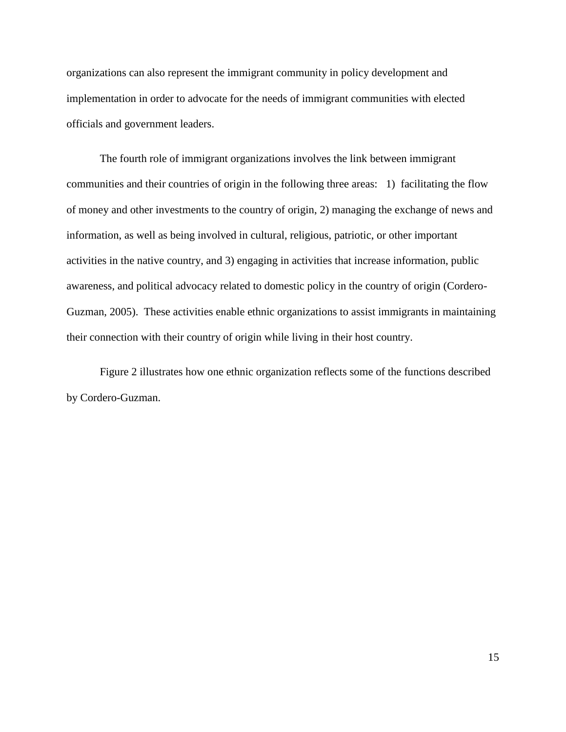organizations can also represent the immigrant community in policy development and implementation in order to advocate for the needs of immigrant communities with elected officials and government leaders.

The fourth role of immigrant organizations involves the link between immigrant communities and their countries of origin in the following three areas: 1) facilitating the flow of money and other investments to the country of origin, 2) managing the exchange of news and information, as well as being involved in cultural, religious, patriotic, or other important activities in the native country, and 3) engaging in activities that increase information, public awareness, and political advocacy related to domestic policy in the country of origin (Cordero-Guzman, 2005). These activities enable ethnic organizations to assist immigrants in maintaining their connection with their country of origin while living in their host country.

Figure 2 illustrates how one ethnic organization reflects some of the functions described by Cordero-Guzman.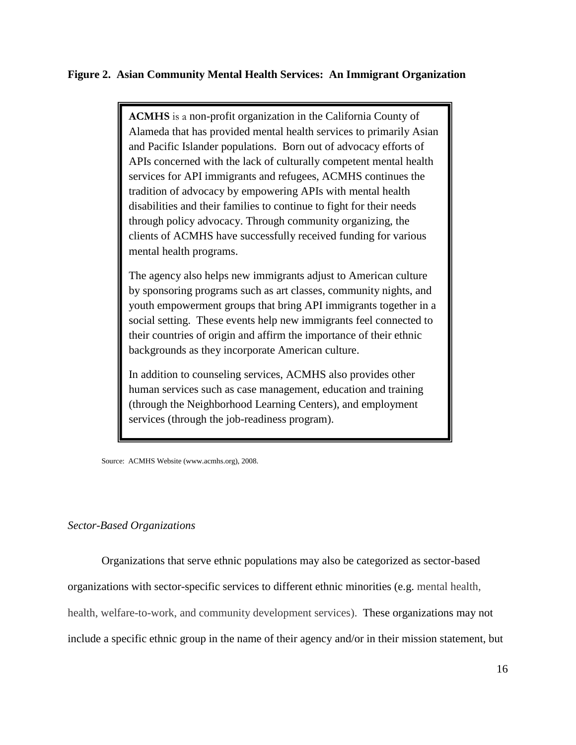**Figure 2. Asian Community Mental Health Services: An Immigrant Organization**

> **ACMHS** is a non-profit organization in the California County of Alameda that has provided mental health services to primarily Asian and Pacific Islander populations. Born out of advocacy efforts of APIs concerned with the lack of culturally competent mental health services for API immigrants and refugees, ACMHS continues the tradition of advocacy by empowering APIs with mental health disabilities and their families to continue to fight for their needs through policy advocacy. Through community organizing, the clients of ACMHS have successfully received funding for various mental health programs.
>
> The agency also helps new immigrants adjust to American culture by sponsoring programs such as art classes, community nights, and youth empowerment groups that bring API immigrants together in a social setting. These events help new immigrants feel connected to their countries of origin and affirm the importance of their ethnic backgrounds as they incorporate American culture.
>
> In addition to counseling services, ACMHS also provides other human services such as case management, education and training (through the Neighborhood Learning Centers), and employment services (through the job-readiness program).

Source: ACMHS Website (www.acmhs.org), 2008.

*Sector-Based Organizations*

Organizations that serve ethnic populations may also be categorized as sector-based organizations with sector-specific services to different ethnic minorities (e.g. mental health, health, welfare-to-work, and community development services). These organizations may not include a specific ethnic group in the name of their agency and/or in their mission statement, but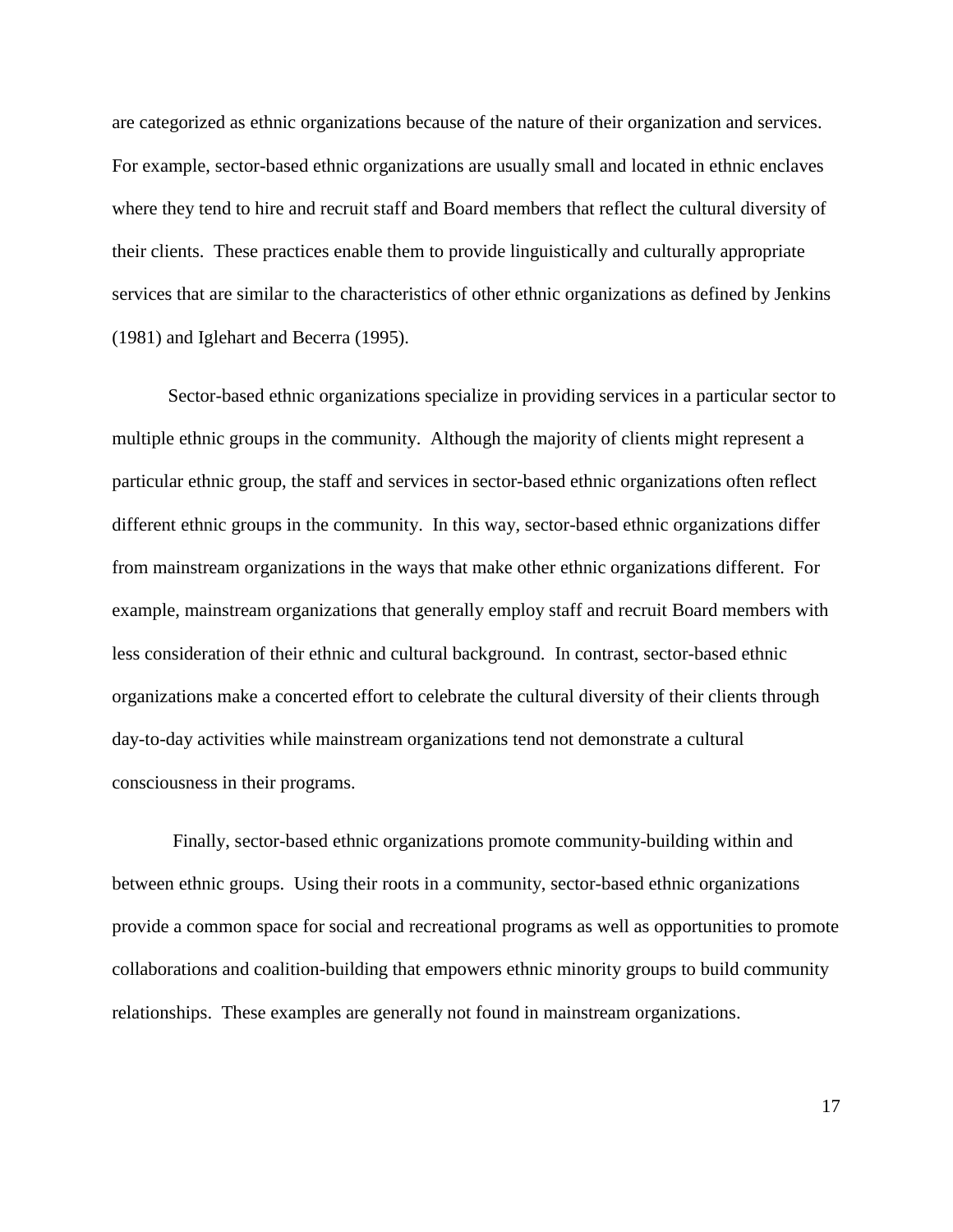are categorized as ethnic organizations because of the nature of their organization and services. For example, sector-based ethnic organizations are usually small and located in ethnic enclaves where they tend to hire and recruit staff and Board members that reflect the cultural diversity of their clients. These practices enable them to provide linguistically and culturally appropriate services that are similar to the characteristics of other ethnic organizations as defined by Jenkins (1981) and Iglehart and Becerra (1995).

Sector-based ethnic organizations specialize in providing services in a particular sector to multiple ethnic groups in the community. Although the majority of clients might represent a particular ethnic group, the staff and services in sector-based ethnic organizations often reflect different ethnic groups in the community. In this way, sector-based ethnic organizations differ from mainstream organizations in the ways that make other ethnic organizations different. For example, mainstream organizations that generally employ staff and recruit Board members with less consideration of their ethnic and cultural background. In contrast, sector-based ethnic organizations make a concerted effort to celebrate the cultural diversity of their clients through day-to-day activities while mainstream organizations tend not demonstrate a cultural consciousness in their programs.

Finally, sector-based ethnic organizations promote community-building within and between ethnic groups. Using their roots in a community, sector-based ethnic organizations provide a common space for social and recreational programs as well as opportunities to promote collaborations and coalition-building that empowers ethnic minority groups to build community relationships. These examples are generally not found in mainstream organizations.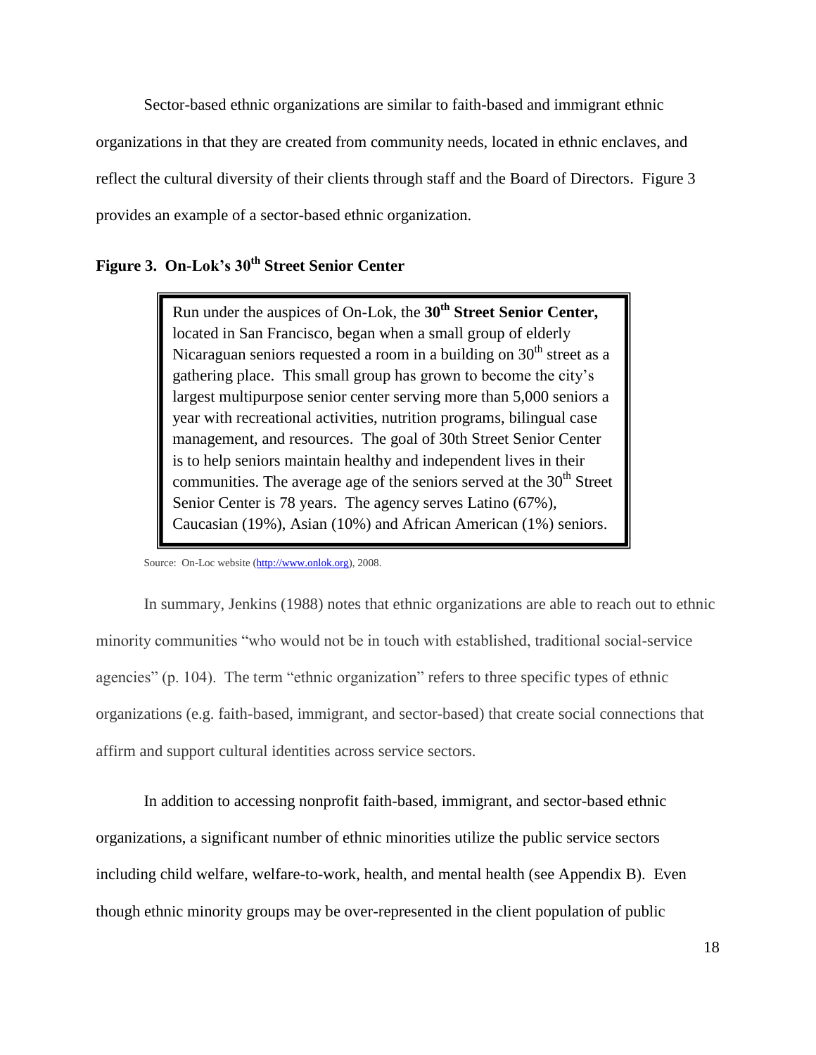Sector-based ethnic organizations are similar to faith-based and immigrant ethnic organizations in that they are created from community needs, located in ethnic enclaves, and reflect the cultural diversity of their clients through staff and the Board of Directors. Figure 3 provides an example of a sector-based ethnic organization.

**Figure 3. On-Lok's 30th Street Senior Center**

> Run under the auspices of On-Lok, the **30th Street Senior Center,** located in San Francisco, began when a small group of elderly Nicaraguan seniors requested a room in a building on 30th street as a gathering place. This small group has grown to become the city's largest multipurpose senior center serving more than 5,000 seniors a year with recreational activities, nutrition programs, bilingual case management, and resources. The goal of 30th Street Senior Center is to help seniors maintain healthy and independent lives in their communities. The average age of the seniors served at the 30th Street Senior Center is 78 years. The agency serves Latino (67%), Caucasian (19%), Asian (10%) and African American (1%) seniors.

Source: On-Loc website (http://www.onlok.org), 2008.

In summary, Jenkins (1988) notes that ethnic organizations are able to reach out to ethnic minority communities "who would not be in touch with established, traditional social-service agencies" (p. 104). The term "ethnic organization" refers to three specific types of ethnic organizations (e.g. faith-based, immigrant, and sector-based) that create social connections that affirm and support cultural identities across service sectors.

In addition to accessing nonprofit faith-based, immigrant, and sector-based ethnic organizations, a significant number of ethnic minorities utilize the public service sectors including child welfare, welfare-to-work, health, and mental health (see Appendix B). Even though ethnic minority groups may be over-represented in the client population of public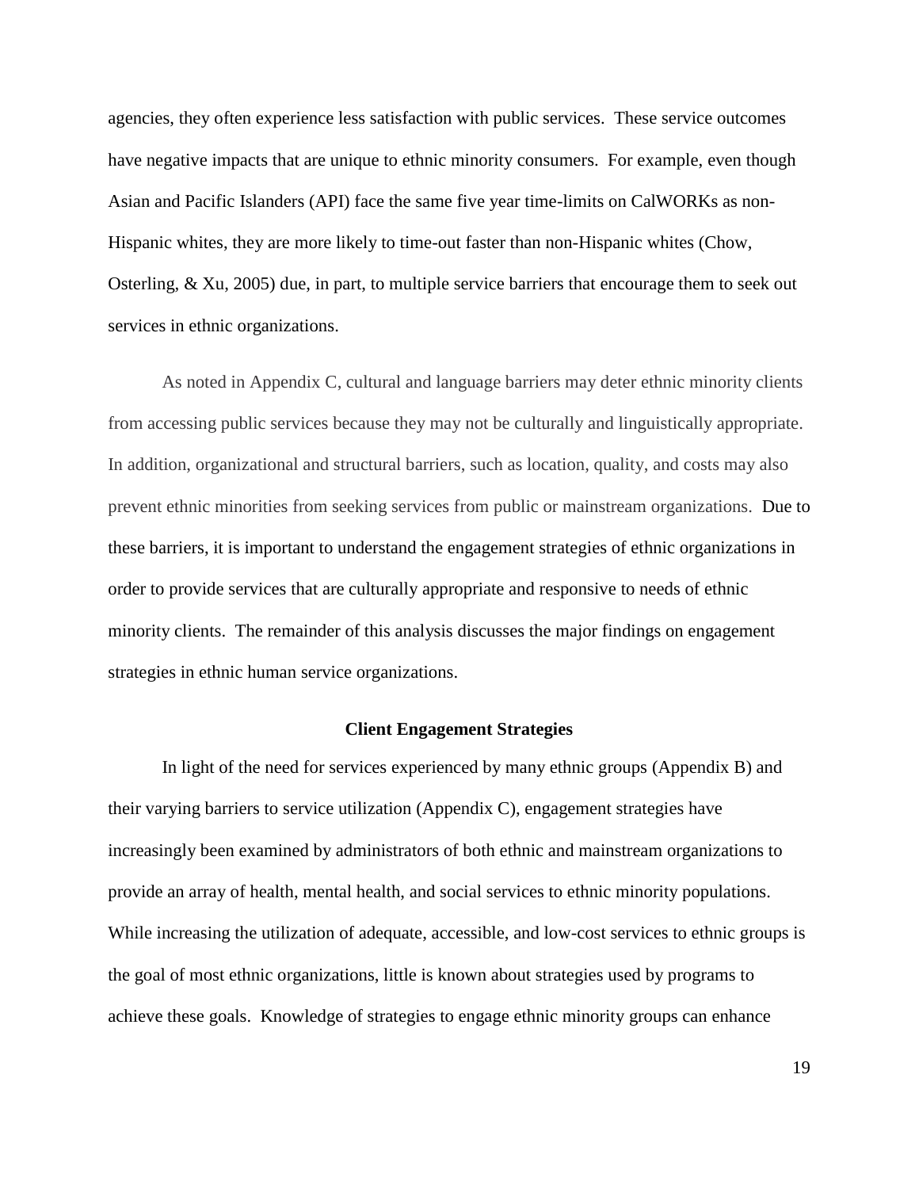agencies, they often experience less satisfaction with public services. These service outcomes have negative impacts that are unique to ethnic minority consumers. For example, even though Asian and Pacific Islanders (API) face the same five year time-limits on CalWORKs as non-Hispanic whites, they are more likely to time-out faster than non-Hispanic whites (Chow, Osterling, & Xu, 2005) due, in part, to multiple service barriers that encourage them to seek out services in ethnic organizations.

As noted in Appendix C, cultural and language barriers may deter ethnic minority clients from accessing public services because they may not be culturally and linguistically appropriate. In addition, organizational and structural barriers, such as location, quality, and costs may also prevent ethnic minorities from seeking services from public or mainstream organizations. Due to these barriers, it is important to understand the engagement strategies of ethnic organizations in order to provide services that are culturally appropriate and responsive to needs of ethnic minority clients. The remainder of this analysis discusses the major findings on engagement strategies in ethnic human service organizations.

## Client Engagement Strategies

In light of the need for services experienced by many ethnic groups (Appendix B) and their varying barriers to service utilization (Appendix C), engagement strategies have increasingly been examined by administrators of both ethnic and mainstream organizations to provide an array of health, mental health, and social services to ethnic minority populations. While increasing the utilization of adequate, accessible, and low-cost services to ethnic groups is the goal of most ethnic organizations, little is known about strategies used by programs to achieve these goals. Knowledge of strategies to engage ethnic minority groups can enhance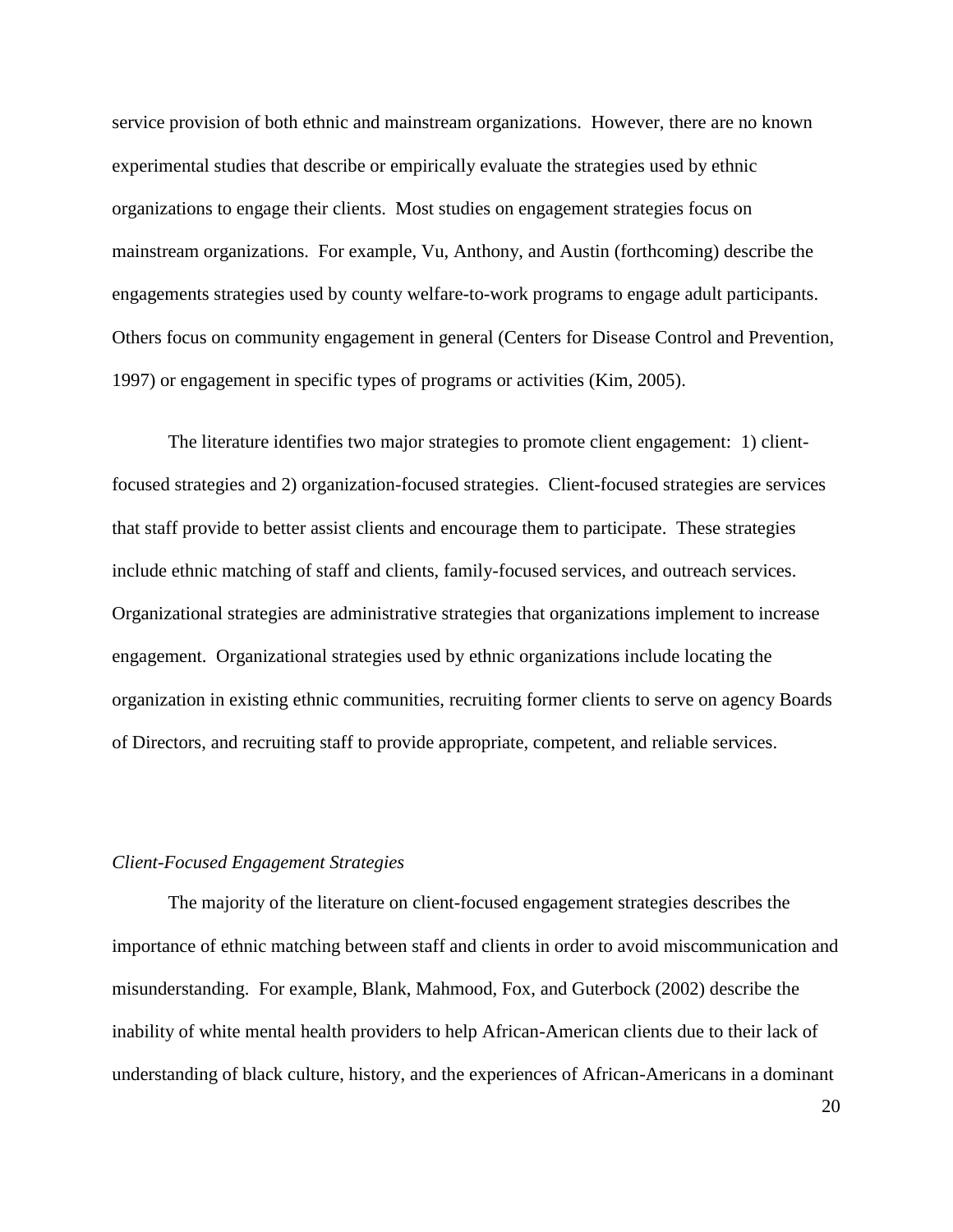service provision of both ethnic and mainstream organizations. However, there are no known experimental studies that describe or empirically evaluate the strategies used by ethnic organizations to engage their clients. Most studies on engagement strategies focus on mainstream organizations. For example, Vu, Anthony, and Austin (forthcoming) describe the engagements strategies used by county welfare-to-work programs to engage adult participants. Others focus on community engagement in general (Centers for Disease Control and Prevention, 1997) or engagement in specific types of programs or activities (Kim, 2005).

The literature identifies two major strategies to promote client engagement: 1) client-focused strategies and 2) organization-focused strategies. Client-focused strategies are services that staff provide to better assist clients and encourage them to participate. These strategies include ethnic matching of staff and clients, family-focused services, and outreach services. Organizational strategies are administrative strategies that organizations implement to increase engagement. Organizational strategies used by ethnic organizations include locating the organization in existing ethnic communities, recruiting former clients to serve on agency Boards of Directors, and recruiting staff to provide appropriate, competent, and reliable services.

*Client-Focused Engagement Strategies*

The majority of the literature on client-focused engagement strategies describes the importance of ethnic matching between staff and clients in order to avoid miscommunication and misunderstanding. For example, Blank, Mahmood, Fox, and Guterbock (2002) describe the inability of white mental health providers to help African-American clients due to their lack of understanding of black culture, history, and the experiences of African-Americans in a dominant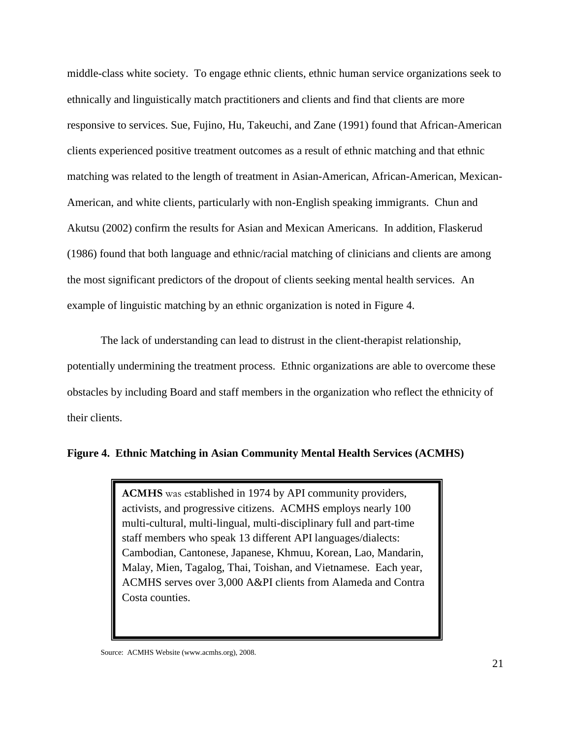middle-class white society. To engage ethnic clients, ethnic human service organizations seek to ethnically and linguistically match practitioners and clients and find that clients are more responsive to services. Sue, Fujino, Hu, Takeuchi, and Zane (1991) found that African-American clients experienced positive treatment outcomes as a result of ethnic matching and that ethnic matching was related to the length of treatment in Asian-American, African-American, Mexican-American, and white clients, particularly with non-English speaking immigrants. Chun and Akutsu (2002) confirm the results for Asian and Mexican Americans. In addition, Flaskerud (1986) found that both language and ethnic/racial matching of clinicians and clients are among the most significant predictors of the dropout of clients seeking mental health services. An example of linguistic matching by an ethnic organization is noted in Figure 4.

The lack of understanding can lead to distrust in the client-therapist relationship, potentially undermining the treatment process. Ethnic organizations are able to overcome these obstacles by including Board and staff members in the organization who reflect the ethnicity of their clients.

**Figure 4. Ethnic Matching in Asian Community Mental Health Services (ACMHS)**

> **ACMHS** was established in 1974 by API community providers, activists, and progressive citizens. ACMHS employs nearly 100 multi-cultural, multi-lingual, multi-disciplinary full and part-time staff members who speak 13 different API languages/dialects: Cambodian, Cantonese, Japanese, Khmuu, Korean, Lao, Mandarin, Malay, Mien, Tagalog, Thai, Toishan, and Vietnamese. Each year, ACMHS serves over 3,000 A&PI clients from Alameda and Contra Costa counties.

Source: ACMHS Website (www.acmhs.org), 2008.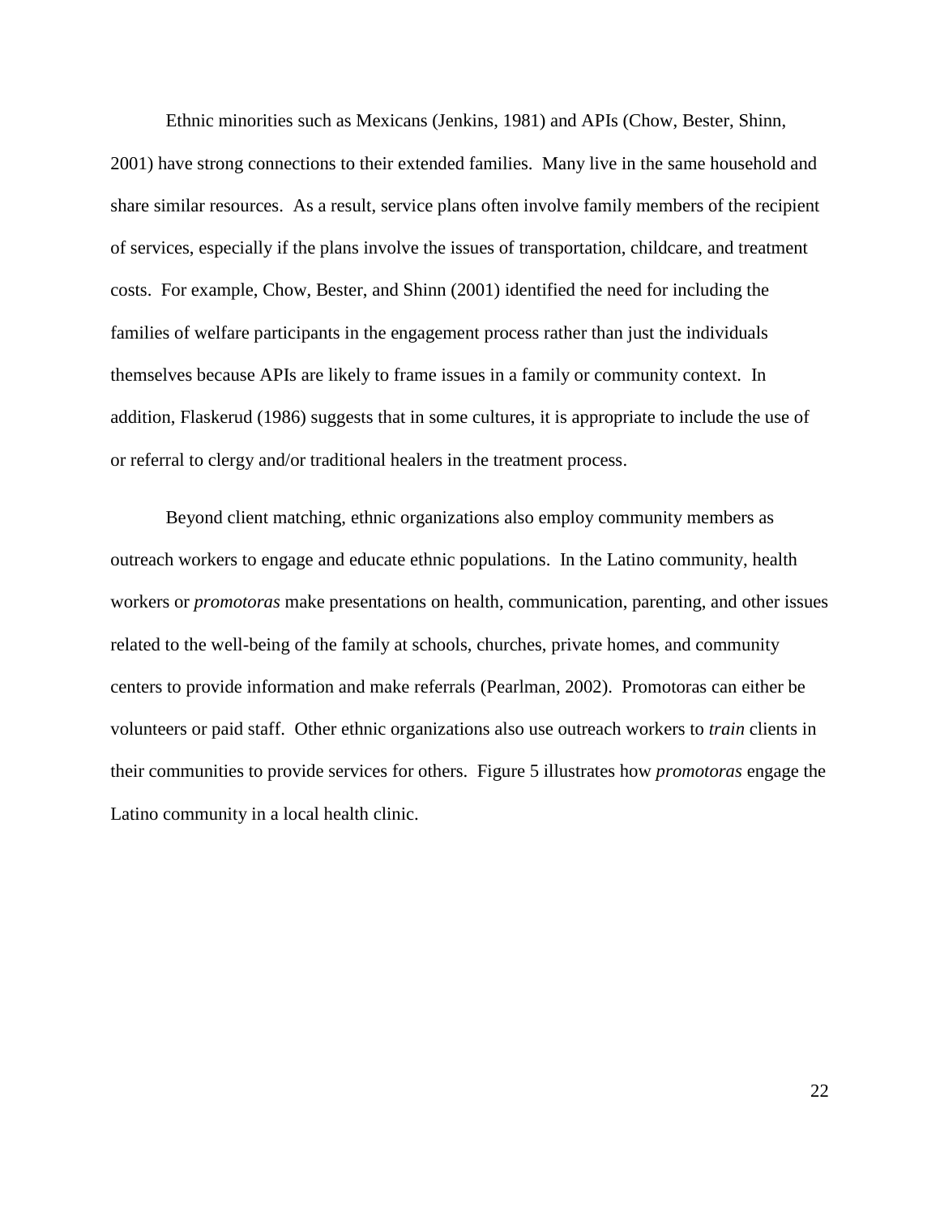Ethnic minorities such as Mexicans (Jenkins, 1981) and APIs (Chow, Bester, Shinn, 2001) have strong connections to their extended families. Many live in the same household and share similar resources. As a result, service plans often involve family members of the recipient of services, especially if the plans involve the issues of transportation, childcare, and treatment costs. For example, Chow, Bester, and Shinn (2001) identified the need for including the families of welfare participants in the engagement process rather than just the individuals themselves because APIs are likely to frame issues in a family or community context. In addition, Flaskerud (1986) suggests that in some cultures, it is appropriate to include the use of or referral to clergy and/or traditional healers in the treatment process.

Beyond client matching, ethnic organizations also employ community members as outreach workers to engage and educate ethnic populations. In the Latino community, health workers or *promotoras* make presentations on health, communication, parenting, and other issues related to the well-being of the family at schools, churches, private homes, and community centers to provide information and make referrals (Pearlman, 2002). Promotoras can either be volunteers or paid staff. Other ethnic organizations also use outreach workers to *train* clients in their communities to provide services for others. Figure 5 illustrates how *promotoras* engage the Latino community in a local health clinic.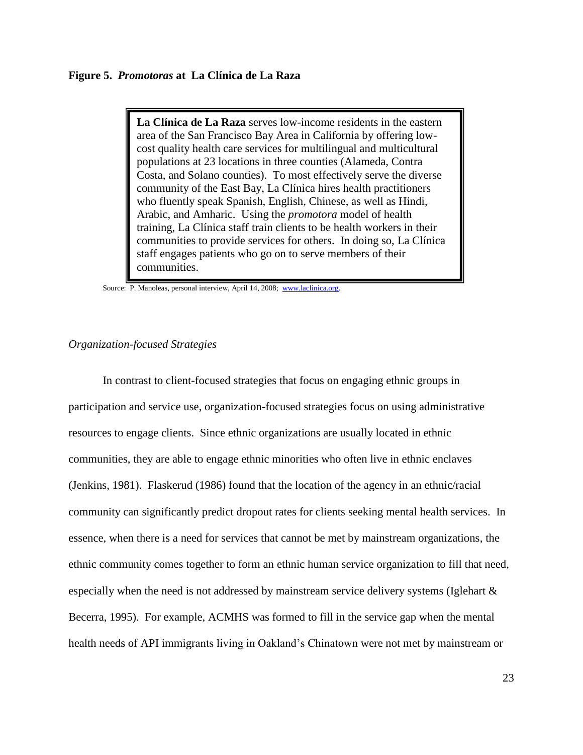**Figure 5.** ***Promotoras*** **at La Clínica de La Raza**

> **La Clínica de La Raza** serves low-income residents in the eastern area of the San Francisco Bay Area in California by offering low-cost quality health care services for multilingual and multicultural populations at 23 locations in three counties (Alameda, Contra Costa, and Solano counties). To most effectively serve the diverse community of the East Bay, La Clínica hires health practitioners who fluently speak Spanish, English, Chinese, as well as Hindi, Arabic, and Amharic. Using the *promotora* model of health training, La Clínica staff train clients to be health workers in their communities to provide services for others. In doing so, La Clínica staff engages patients who go on to serve members of their communities.

Source: P. Manoleas, personal interview, April 14, 2008; www.laclinica.org.

*Organization-focused Strategies*

In contrast to client-focused strategies that focus on engaging ethnic groups in participation and service use, organization-focused strategies focus on using administrative resources to engage clients. Since ethnic organizations are usually located in ethnic communities, they are able to engage ethnic minorities who often live in ethnic enclaves (Jenkins, 1981). Flaskerud (1986) found that the location of the agency in an ethnic/racial community can significantly predict dropout rates for clients seeking mental health services. In essence, when there is a need for services that cannot be met by mainstream organizations, the ethnic community comes together to form an ethnic human service organization to fill that need, especially when the need is not addressed by mainstream service delivery systems (Iglehart & Becerra, 1995). For example, ACMHS was formed to fill in the service gap when the mental health needs of API immigrants living in Oakland's Chinatown were not met by mainstream or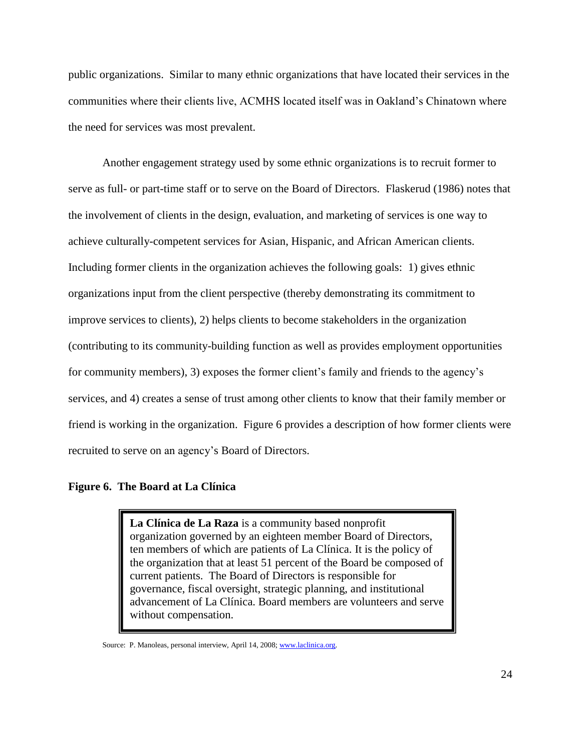public organizations. Similar to many ethnic organizations that have located their services in the communities where their clients live, ACMHS located itself was in Oakland's Chinatown where the need for services was most prevalent.

Another engagement strategy used by some ethnic organizations is to recruit former to serve as full- or part-time staff or to serve on the Board of Directors. Flaskerud (1986) notes that the involvement of clients in the design, evaluation, and marketing of services is one way to achieve culturally-competent services for Asian, Hispanic, and African American clients. Including former clients in the organization achieves the following goals: 1) gives ethnic organizations input from the client perspective (thereby demonstrating its commitment to improve services to clients), 2) helps clients to become stakeholders in the organization (contributing to its community-building function as well as provides employment opportunities for community members), 3) exposes the former client's family and friends to the agency's services, and 4) creates a sense of trust among other clients to know that their family member or friend is working in the organization. Figure 6 provides a description of how former clients were recruited to serve on an agency's Board of Directors.

**Figure 6. The Board at La Clínica**

> **La Clínica de La Raza** is a community based nonprofit organization governed by an eighteen member Board of Directors, ten members of which are patients of La Clínica. It is the policy of the organization that at least 51 percent of the Board be composed of current patients. The Board of Directors is responsible for governance, fiscal oversight, strategic planning, and institutional advancement of La Clínica. Board members are volunteers and serve without compensation.

Source: P. Manoleas, personal interview, April 14, 2008; www.laclinica.org.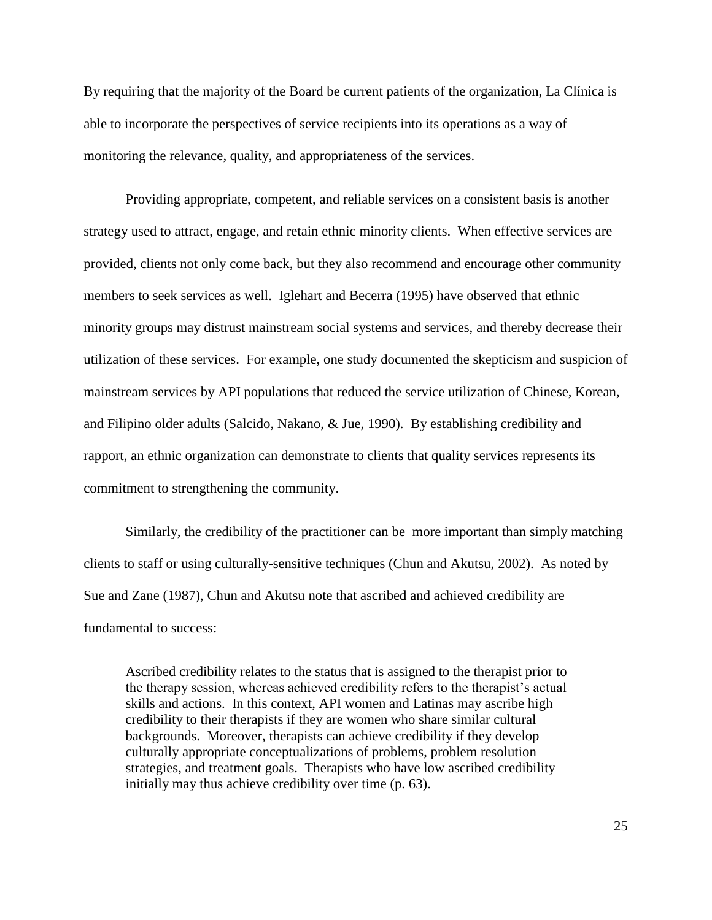By requiring that the majority of the Board be current patients of the organization, La Clínica is able to incorporate the perspectives of service recipients into its operations as a way of monitoring the relevance, quality, and appropriateness of the services.

Providing appropriate, competent, and reliable services on a consistent basis is another strategy used to attract, engage, and retain ethnic minority clients. When effective services are provided, clients not only come back, but they also recommend and encourage other community members to seek services as well. Iglehart and Becerra (1995) have observed that ethnic minority groups may distrust mainstream social systems and services, and thereby decrease their utilization of these services. For example, one study documented the skepticism and suspicion of mainstream services by API populations that reduced the service utilization of Chinese, Korean, and Filipino older adults (Salcido, Nakano, & Jue, 1990). By establishing credibility and rapport, an ethnic organization can demonstrate to clients that quality services represents its commitment to strengthening the community.

Similarly, the credibility of the practitioner can be more important than simply matching clients to staff or using culturally-sensitive techniques (Chun and Akutsu, 2002). As noted by Sue and Zane (1987), Chun and Akutsu note that ascribed and achieved credibility are fundamental to success:

> Ascribed credibility relates to the status that is assigned to the therapist prior to the therapy session, whereas achieved credibility refers to the therapist's actual skills and actions. In this context, API women and Latinas may ascribe high credibility to their therapists if they are women who share similar cultural backgrounds. Moreover, therapists can achieve credibility if they develop culturally appropriate conceptualizations of problems, problem resolution strategies, and treatment goals. Therapists who have low ascribed credibility initially may thus achieve credibility over time (p. 63).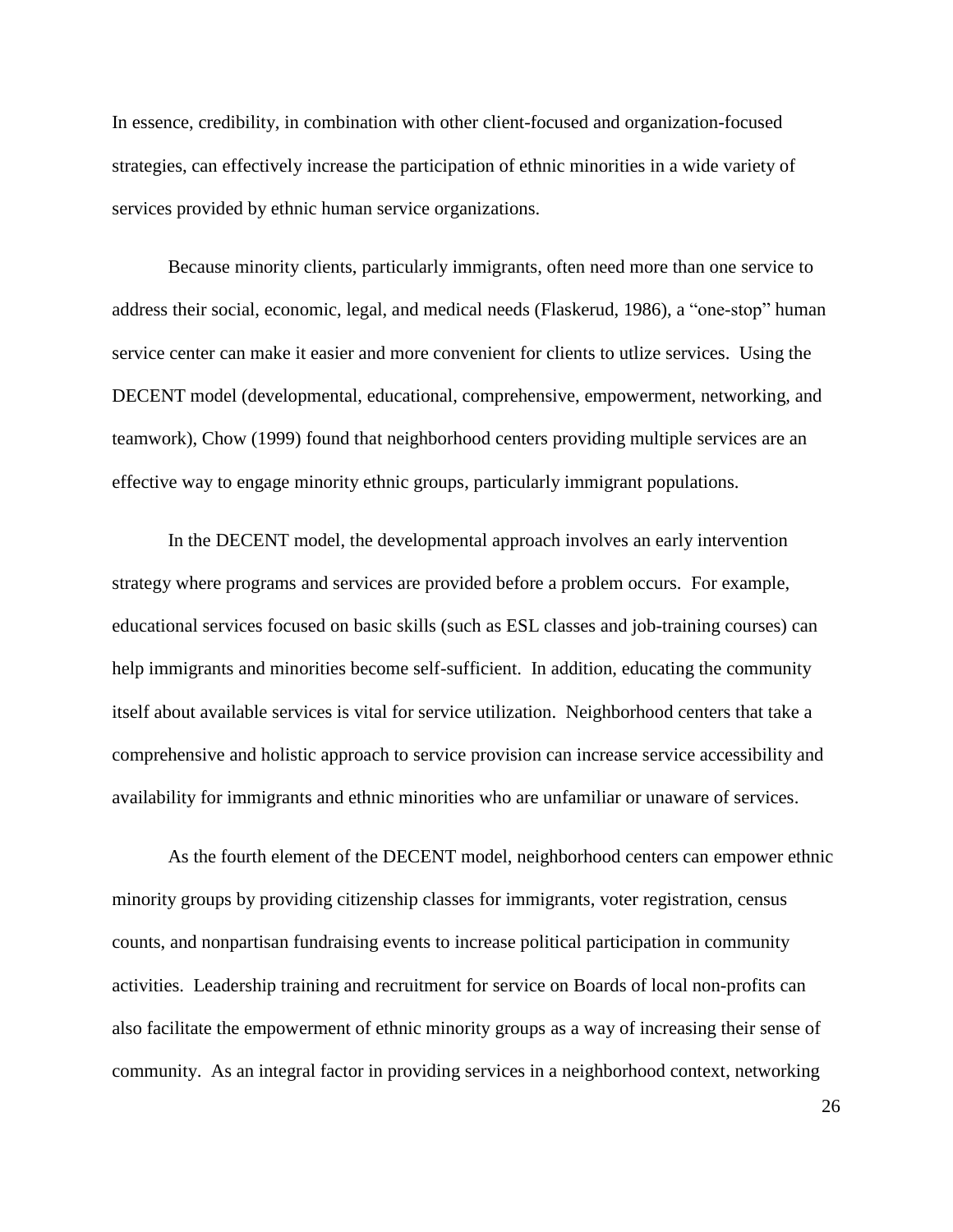In essence, credibility, in combination with other client-focused and organization-focused strategies, can effectively increase the participation of ethnic minorities in a wide variety of services provided by ethnic human service organizations.

Because minority clients, particularly immigrants, often need more than one service to address their social, economic, legal, and medical needs (Flaskerud, 1986), a "one-stop" human service center can make it easier and more convenient for clients to utlize services. Using the DECENT model (developmental, educational, comprehensive, empowerment, networking, and teamwork), Chow (1999) found that neighborhood centers providing multiple services are an effective way to engage minority ethnic groups, particularly immigrant populations.

In the DECENT model, the developmental approach involves an early intervention strategy where programs and services are provided before a problem occurs. For example, educational services focused on basic skills (such as ESL classes and job-training courses) can help immigrants and minorities become self-sufficient. In addition, educating the community itself about available services is vital for service utilization. Neighborhood centers that take a comprehensive and holistic approach to service provision can increase service accessibility and availability for immigrants and ethnic minorities who are unfamiliar or unaware of services.

As the fourth element of the DECENT model, neighborhood centers can empower ethnic minority groups by providing citizenship classes for immigrants, voter registration, census counts, and nonpartisan fundraising events to increase political participation in community activities. Leadership training and recruitment for service on Boards of local non-profits can also facilitate the empowerment of ethnic minority groups as a way of increasing their sense of community. As an integral factor in providing services in a neighborhood context, networking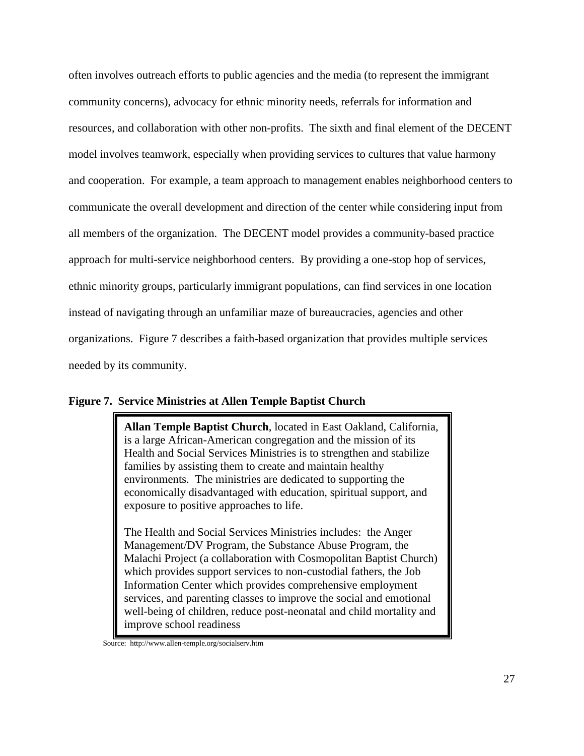often involves outreach efforts to public agencies and the media (to represent the immigrant community concerns), advocacy for ethnic minority needs, referrals for information and resources, and collaboration with other non-profits. The sixth and final element of the DECENT model involves teamwork, especially when providing services to cultures that value harmony and cooperation. For example, a team approach to management enables neighborhood centers to communicate the overall development and direction of the center while considering input from all members of the organization. The DECENT model provides a community-based practice approach for multi-service neighborhood centers. By providing a one-stop hop of services, ethnic minority groups, particularly immigrant populations, can find services in one location instead of navigating through an unfamiliar maze of bureaucracies, agencies and other organizations. Figure 7 describes a faith-based organization that provides multiple services needed by its community.

**Figure 7. Service Ministries at Allen Temple Baptist Church**

> **Allan Temple Baptist Church**, located in East Oakland, California, is a large African-American congregation and the mission of its Health and Social Services Ministries is to strengthen and stabilize families by assisting them to create and maintain healthy environments. The ministries are dedicated to supporting the economically disadvantaged with education, spiritual support, and exposure to positive approaches to life.
>
> The Health and Social Services Ministries includes: the Anger Management/DV Program, the Substance Abuse Program, the Malachi Project (a collaboration with Cosmopolitan Baptist Church) which provides support services to non-custodial fathers, the Job Information Center which provides comprehensive employment services, and parenting classes to improve the social and emotional well-being of children, reduce post-neonatal and child mortality and improve school readiness

Source: http://www.allen-temple.org/socialserv.htm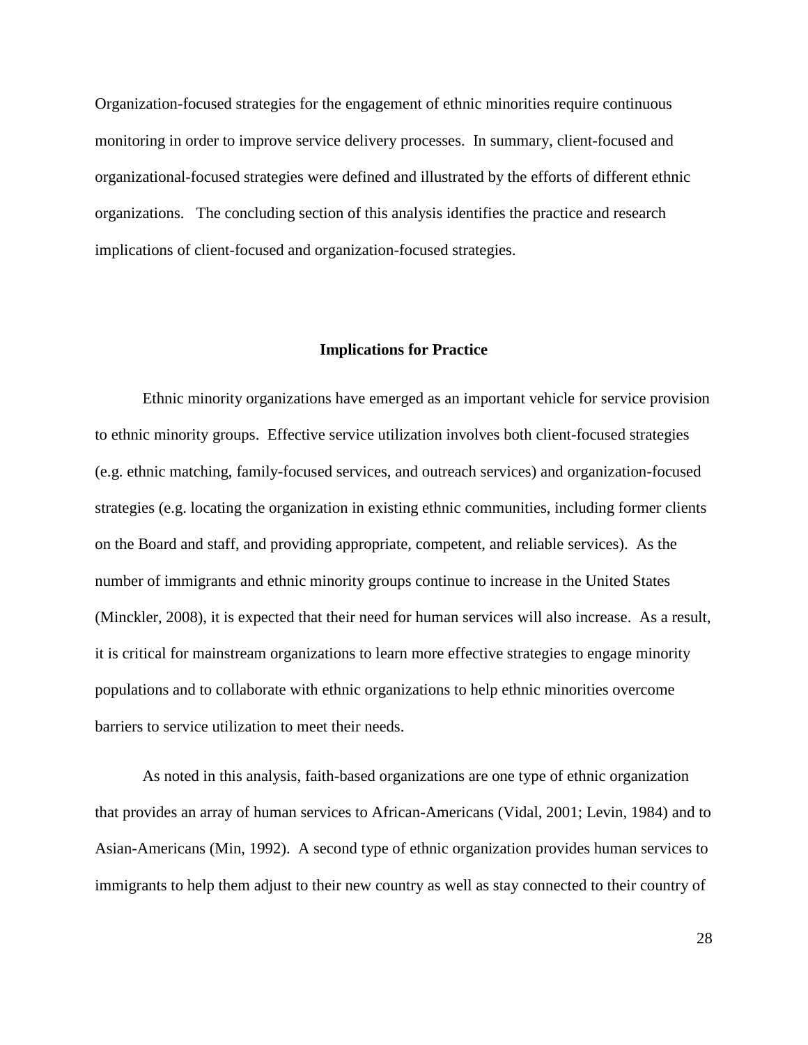Organization-focused strategies for the engagement of ethnic minorities require continuous monitoring in order to improve service delivery processes. In summary, client-focused and organizational-focused strategies were defined and illustrated by the efforts of different ethnic organizations. The concluding section of this analysis identifies the practice and research implications of client-focused and organization-focused strategies.

## Implications for Practice

Ethnic minority organizations have emerged as an important vehicle for service provision to ethnic minority groups. Effective service utilization involves both client-focused strategies (e.g. ethnic matching, family-focused services, and outreach services) and organization-focused strategies (e.g. locating the organization in existing ethnic communities, including former clients on the Board and staff, and providing appropriate, competent, and reliable services). As the number of immigrants and ethnic minority groups continue to increase in the United States (Minckler, 2008), it is expected that their need for human services will also increase. As a result, it is critical for mainstream organizations to learn more effective strategies to engage minority populations and to collaborate with ethnic organizations to help ethnic minorities overcome barriers to service utilization to meet their needs.

As noted in this analysis, faith-based organizations are one type of ethnic organization that provides an array of human services to African-Americans (Vidal, 2001; Levin, 1984) and to Asian-Americans (Min, 1992). A second type of ethnic organization provides human services to immigrants to help them adjust to their new country as well as stay connected to their country of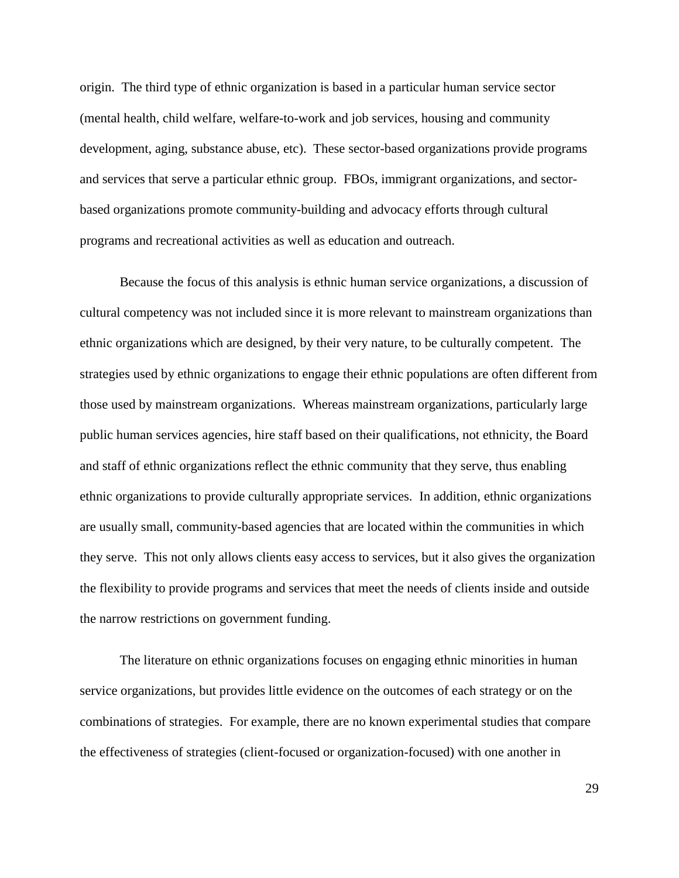origin. The third type of ethnic organization is based in a particular human service sector (mental health, child welfare, welfare-to-work and job services, housing and community development, aging, substance abuse, etc). These sector-based organizations provide programs and services that serve a particular ethnic group. FBOs, immigrant organizations, and sector-based organizations promote community-building and advocacy efforts through cultural programs and recreational activities as well as education and outreach.

Because the focus of this analysis is ethnic human service organizations, a discussion of cultural competency was not included since it is more relevant to mainstream organizations than ethnic organizations which are designed, by their very nature, to be culturally competent. The strategies used by ethnic organizations to engage their ethnic populations are often different from those used by mainstream organizations. Whereas mainstream organizations, particularly large public human services agencies, hire staff based on their qualifications, not ethnicity, the Board and staff of ethnic organizations reflect the ethnic community that they serve, thus enabling ethnic organizations to provide culturally appropriate services. In addition, ethnic organizations are usually small, community-based agencies that are located within the communities in which they serve. This not only allows clients easy access to services, but it also gives the organization the flexibility to provide programs and services that meet the needs of clients inside and outside the narrow restrictions on government funding.

The literature on ethnic organizations focuses on engaging ethnic minorities in human service organizations, but provides little evidence on the outcomes of each strategy or on the combinations of strategies. For example, there are no known experimental studies that compare the effectiveness of strategies (client-focused or organization-focused) with one another in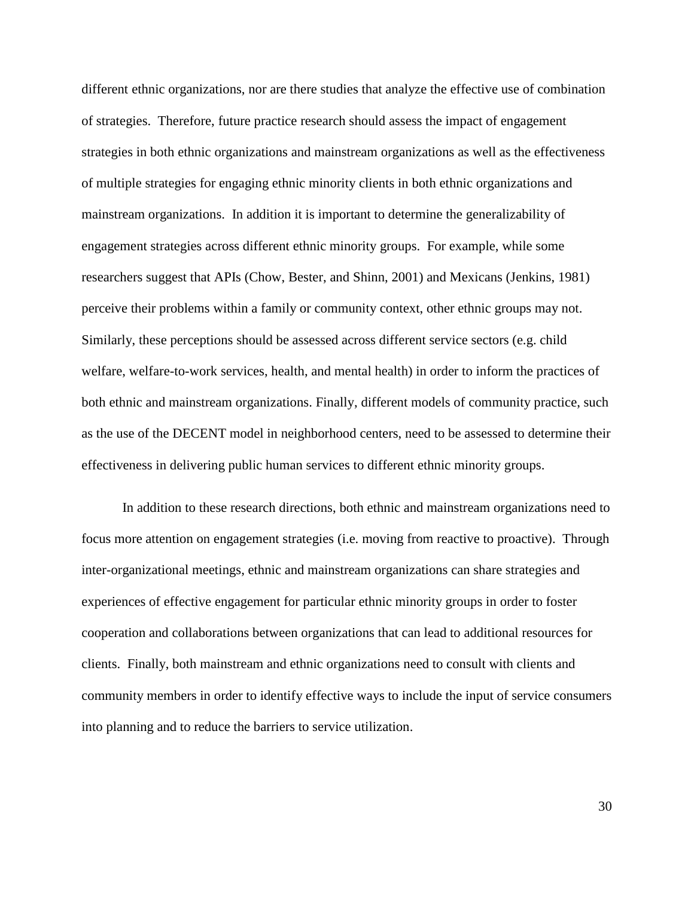different ethnic organizations, nor are there studies that analyze the effective use of combination of strategies. Therefore, future practice research should assess the impact of engagement strategies in both ethnic organizations and mainstream organizations as well as the effectiveness of multiple strategies for engaging ethnic minority clients in both ethnic organizations and mainstream organizations. In addition it is important to determine the generalizability of engagement strategies across different ethnic minority groups. For example, while some researchers suggest that APIs (Chow, Bester, and Shinn, 2001) and Mexicans (Jenkins, 1981) perceive their problems within a family or community context, other ethnic groups may not. Similarly, these perceptions should be assessed across different service sectors (e.g. child welfare, welfare-to-work services, health, and mental health) in order to inform the practices of both ethnic and mainstream organizations. Finally, different models of community practice, such as the use of the DECENT model in neighborhood centers, need to be assessed to determine their effectiveness in delivering public human services to different ethnic minority groups.

In addition to these research directions, both ethnic and mainstream organizations need to focus more attention on engagement strategies (i.e. moving from reactive to proactive). Through inter-organizational meetings, ethnic and mainstream organizations can share strategies and experiences of effective engagement for particular ethnic minority groups in order to foster cooperation and collaborations between organizations that can lead to additional resources for clients. Finally, both mainstream and ethnic organizations need to consult with clients and community members in order to identify effective ways to include the input of service consumers into planning and to reduce the barriers to service utilization.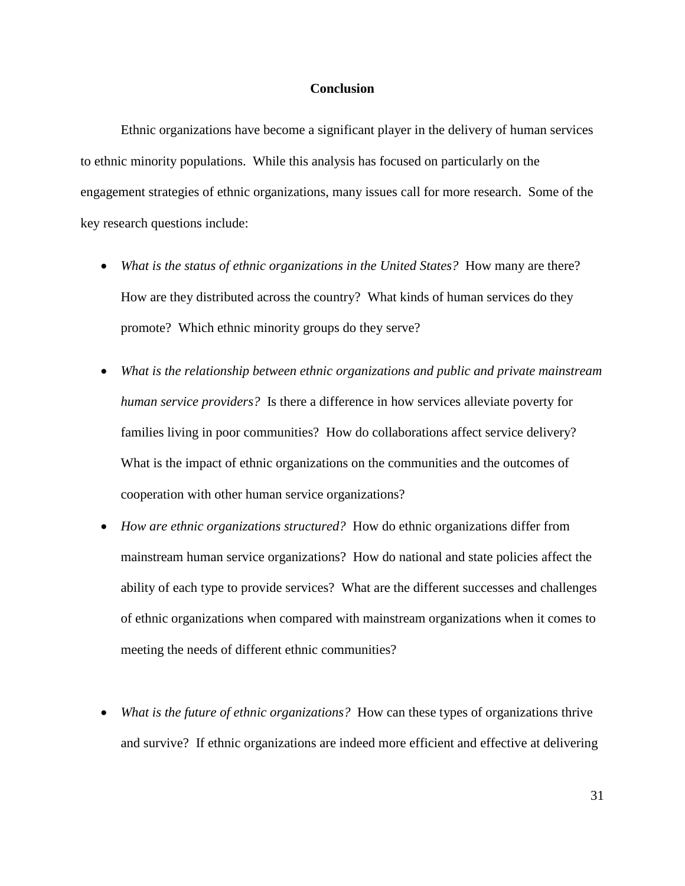## Conclusion

Ethnic organizations have become a significant player in the delivery of human services to ethnic minority populations. While this analysis has focused on particularly on the engagement strategies of ethnic organizations, many issues call for more research. Some of the key research questions include:

- *What is the status of ethnic organizations in the United States?* How many are there? How are they distributed across the country? What kinds of human services do they promote? Which ethnic minority groups do they serve?
- *What is the relationship between ethnic organizations and public and private mainstream human service providers?* Is there a difference in how services alleviate poverty for families living in poor communities? How do collaborations affect service delivery? What is the impact of ethnic organizations on the communities and the outcomes of cooperation with other human service organizations?
- *How are ethnic organizations structured?* How do ethnic organizations differ from mainstream human service organizations? How do national and state policies affect the ability of each type to provide services? What are the different successes and challenges of ethnic organizations when compared with mainstream organizations when it comes to meeting the needs of different ethnic communities?
- *What is the future of ethnic organizations?* How can these types of organizations thrive and survive? If ethnic organizations are indeed more efficient and effective at delivering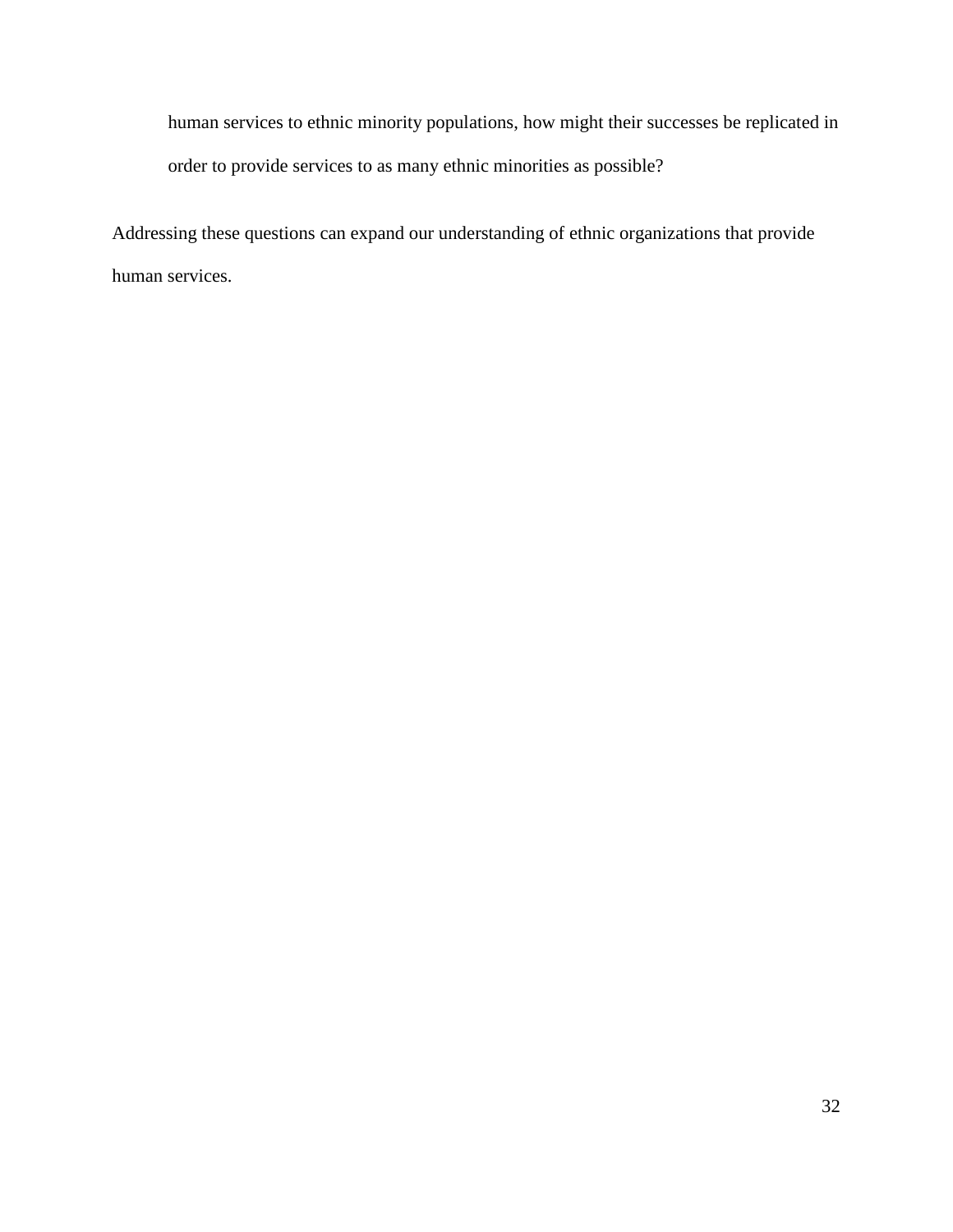human services to ethnic minority populations, how might their successes be replicated in order to provide services to as many ethnic minorities as possible?

Addressing these questions can expand our understanding of ethnic organizations that provide human services.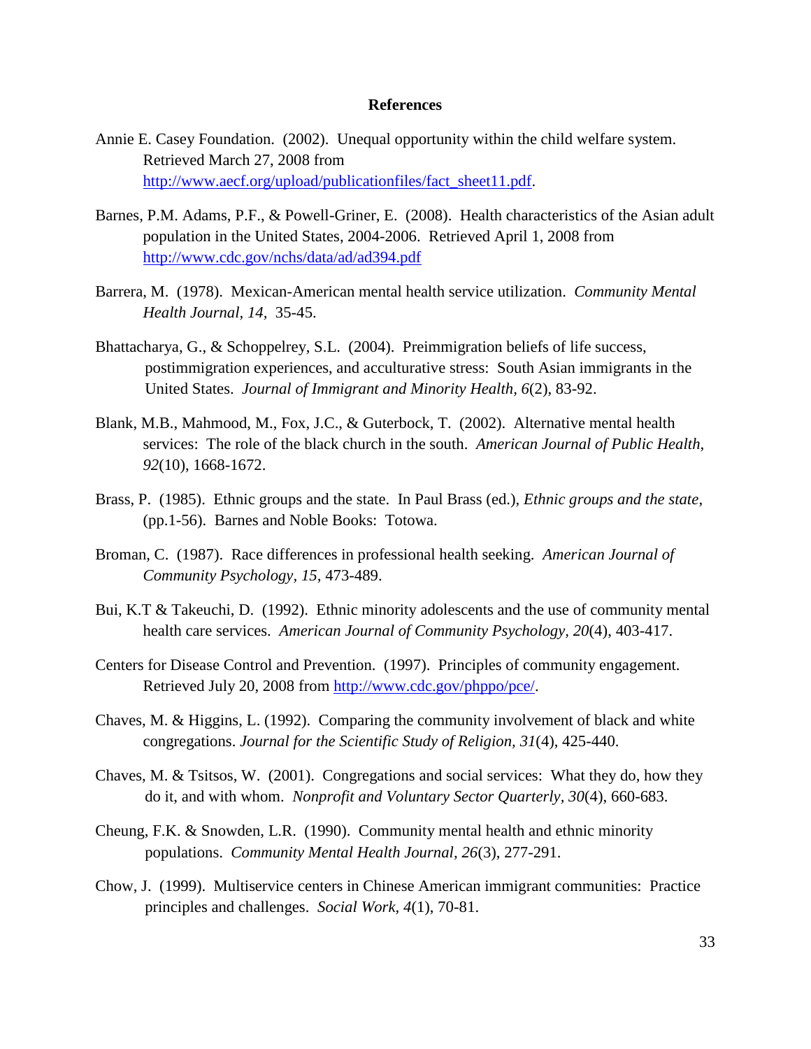## References

Annie E. Casey Foundation. (2002). Unequal opportunity within the child welfare system. Retrieved March 27, 2008 from http://www.aecf.org/upload/publicationfiles/fact_sheet11.pdf.

Barnes, P.M. Adams, P.F., & Powell-Griner, E. (2008). Health characteristics of the Asian adult population in the United States, 2004-2006. Retrieved April 1, 2008 from http://www.cdc.gov/nchs/data/ad/ad394.pdf

Barrera, M. (1978). Mexican-American mental health service utilization. *Community Mental Health Journal, 14,* 35-45.

Bhattacharya, G., & Schoppelrey, S.L. (2004). Preimmigration beliefs of life success, postimmigration experiences, and acculturative stress: South Asian immigrants in the United States. *Journal of Immigrant and Minority Health, 6*(2), 83-92.

Blank, M.B., Mahmood, M., Fox, J.C., & Guterbock, T. (2002). Alternative mental health services: The role of the black church in the south. *American Journal of Public Health, 92*(10), 1668-1672.

Brass, P. (1985). Ethnic groups and the state. In Paul Brass (ed.), *Ethnic groups and the state*, (pp.1-56). Barnes and Noble Books: Totowa.

Broman, C. (1987). Race differences in professional health seeking. *American Journal of Community Psychology, 15,* 473-489.

Bui, K.T & Takeuchi, D. (1992). Ethnic minority adolescents and the use of community mental health care services. *American Journal of Community Psychology, 20*(4), 403-417.

Centers for Disease Control and Prevention. (1997). Principles of community engagement. Retrieved July 20, 2008 from http://www.cdc.gov/phppo/pce/.

Chaves, M. & Higgins, L. (1992). Comparing the community involvement of black and white congregations. *Journal for the Scientific Study of Religion, 31*(4), 425-440.

Chaves, M. & Tsitsos, W. (2001). Congregations and social services: What they do, how they do it, and with whom. *Nonprofit and Voluntary Sector Quarterly, 30*(4), 660-683.

Cheung, F.K. & Snowden, L.R. (1990). Community mental health and ethnic minority populations. *Community Mental Health Journal, 26*(3), 277-291.

Chow, J. (1999). Multiservice centers in Chinese American immigrant communities: Practice principles and challenges. *Social Work, 4*(1), 70-81.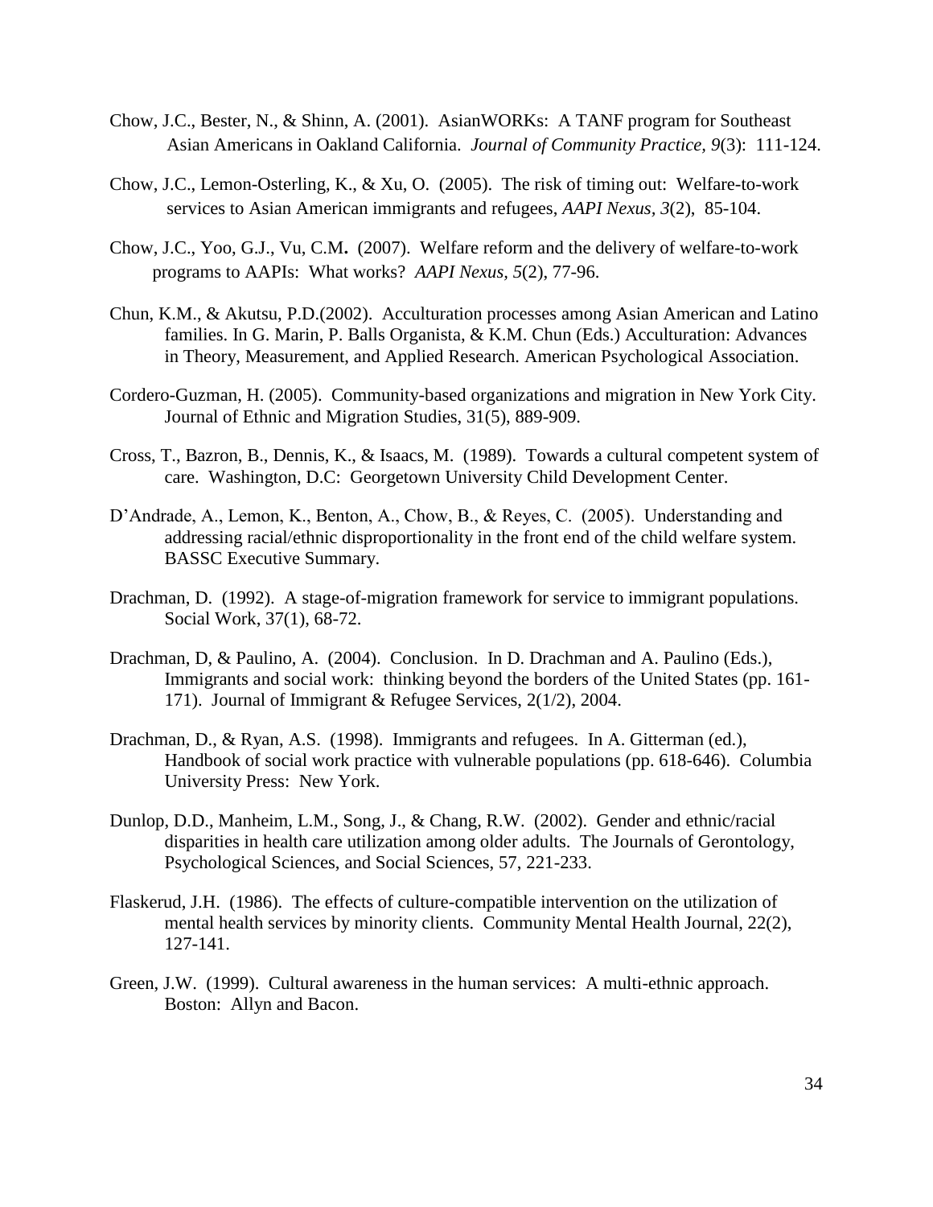Chow, J.C., Bester, N., & Shinn, A. (2001). AsianWORKs: A TANF program for Southeast Asian Americans in Oakland California. *Journal of Community Practice, 9*(3): 111-124.

Chow, J.C., Lemon-Osterling, K., & Xu, O. (2005). The risk of timing out: Welfare-to-work services to Asian American immigrants and refugees, *AAPI Nexus, 3*(2), 85-104.

Chow, J.C., Yoo, G.J., Vu, C.M**.** (2007). Welfare reform and the delivery of welfare-to-work programs to AAPIs: What works? *AAPI Nexus, 5*(2), 77-96.

Chun, K.M., & Akutsu, P.D.(2002). Acculturation processes among Asian American and Latino families. In G. Marin, P. Balls Organista, & K.M. Chun (Eds.) Acculturation: Advances in Theory, Measurement, and Applied Research. American Psychological Association.

Cordero-Guzman, H. (2005). Community-based organizations and migration in New York City. Journal of Ethnic and Migration Studies, 31(5), 889-909.

Cross, T., Bazron, B., Dennis, K., & Isaacs, M. (1989). Towards a cultural competent system of care. Washington, D.C: Georgetown University Child Development Center.

D'Andrade, A., Lemon, K., Benton, A., Chow, B., & Reyes, C. (2005). Understanding and addressing racial/ethnic disproportionality in the front end of the child welfare system. BASSC Executive Summary.

Drachman, D. (1992). A stage-of-migration framework for service to immigrant populations. Social Work, 37(1), 68-72.

Drachman, D, & Paulino, A. (2004). Conclusion. In D. Drachman and A. Paulino (Eds.), Immigrants and social work: thinking beyond the borders of the United States (pp. 161-171). Journal of Immigrant & Refugee Services, 2(1/2), 2004.

Drachman, D., & Ryan, A.S. (1998). Immigrants and refugees. In A. Gitterman (ed.), Handbook of social work practice with vulnerable populations (pp. 618-646). Columbia University Press: New York.

Dunlop, D.D., Manheim, L.M., Song, J., & Chang, R.W. (2002). Gender and ethnic/racial disparities in health care utilization among older adults. The Journals of Gerontology, Psychological Sciences, and Social Sciences, 57, 221-233.

Flaskerud, J.H. (1986). The effects of culture-compatible intervention on the utilization of mental health services by minority clients. Community Mental Health Journal, 22(2), 127-141.

Green, J.W. (1999). Cultural awareness in the human services: A multi-ethnic approach. Boston: Allyn and Bacon.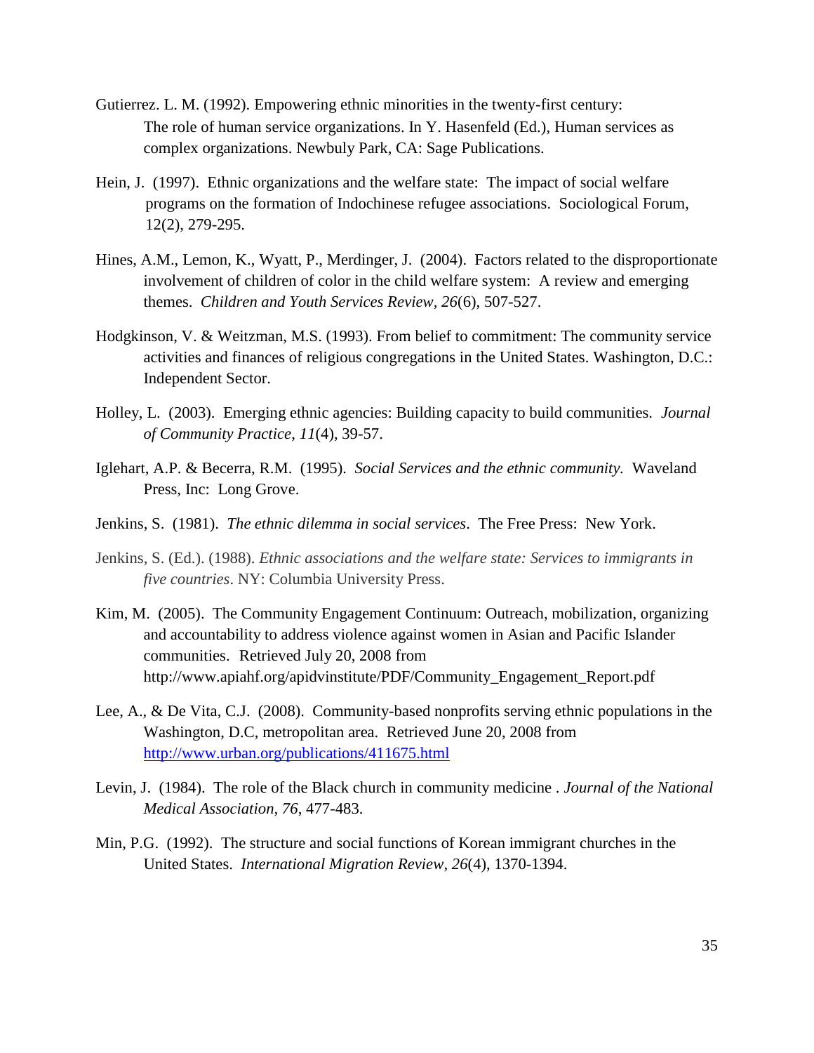Gutierrez. L. M. (1992). Empowering ethnic minorities in the twenty-first century: The role of human service organizations. In Y. Hasenfeld (Ed.), Human services as complex organizations. Newbuly Park, CA: Sage Publications.

Hein, J. (1997). Ethnic organizations and the welfare state: The impact of social welfare programs on the formation of Indochinese refugee associations. Sociological Forum, 12(2), 279-295.

Hines, A.M., Lemon, K., Wyatt, P., Merdinger, J. (2004). Factors related to the disproportionate involvement of children of color in the child welfare system: A review and emerging themes. *Children and Youth Services Review, 26*(6), 507-527.

Hodgkinson, V. & Weitzman, M.S. (1993). From belief to commitment: The community service activities and finances of religious congregations in the United States. Washington, D.C.: Independent Sector.

Holley, L. (2003). Emerging ethnic agencies: Building capacity to build communities. *Journal of Community Practice*, *11*(4), 39-57.

Iglehart, A.P. & Becerra, R.M. (1995). *Social Services and the ethnic community.* Waveland Press, Inc: Long Grove.

Jenkins, S. (1981). *The ethnic dilemma in social services*. The Free Press: New York.

Jenkins, S. (Ed.). (1988). *Ethnic associations and the welfare state: Services to immigrants in five countries*. NY: Columbia University Press.

Kim, M. (2005). The Community Engagement Continuum: Outreach, mobilization, organizing and accountability to address violence against women in Asian and Pacific Islander communities. Retrieved July 20, 2008 from http://www.apiahf.org/apidvinstitute/PDF/Community_Engagement_Report.pdf

Lee, A., & De Vita, C.J. (2008). Community-based nonprofits serving ethnic populations in the Washington, D.C, metropolitan area. Retrieved June 20, 2008 from http://www.urban.org/publications/411675.html

Levin, J. (1984). The role of the Black church in community medicine . *Journal of the National Medical Association, 76*, 477-483.

Min, P.G. (1992). The structure and social functions of Korean immigrant churches in the United States. *International Migration Review*, *26*(4), 1370-1394.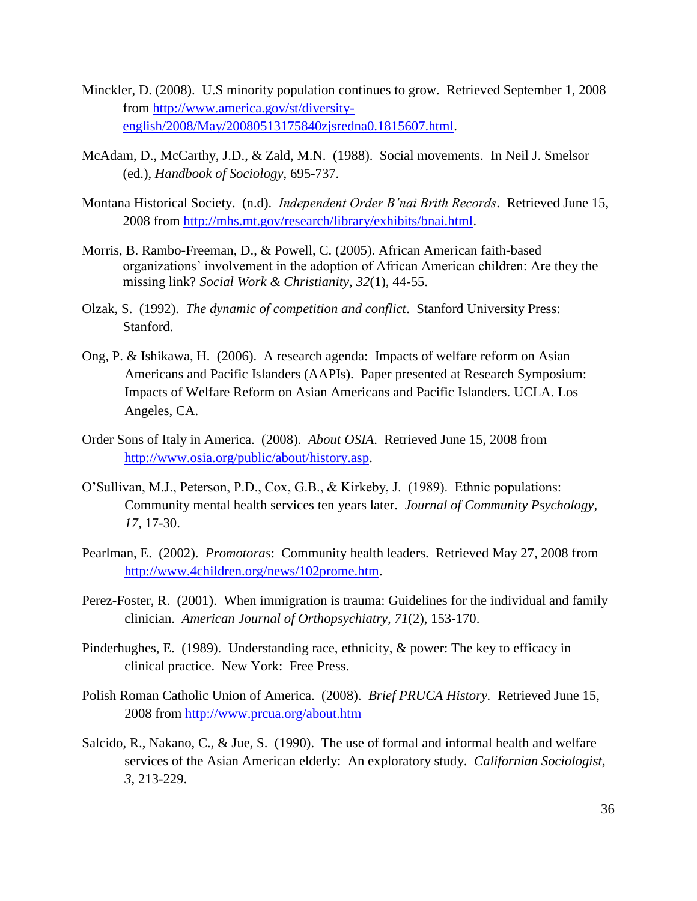Minckler, D. (2008). U.S minority population continues to grow. Retrieved September 1, 2008 from http://www.america.gov/st/diversity-english/2008/May/20080513175840zjsredna0.1815607.html.

McAdam, D., McCarthy, J.D., & Zald, M.N. (1988). Social movements. In Neil J. Smelsor (ed.), *Handbook of Sociology*, 695-737.

Montana Historical Society. (n.d). *Independent Order B'nai Brith Records*. Retrieved June 15, 2008 from http://mhs.mt.gov/research/library/exhibits/bnai.html.

Morris, B. Rambo-Freeman, D., & Powell, C. (2005). African American faith-based organizations' involvement in the adoption of African American children: Are they the missing link? *Social Work & Christianity, 32*(1), 44-55.

Olzak, S. (1992). *The dynamic of competition and conflict*. Stanford University Press: Stanford.

Ong, P. & Ishikawa, H. (2006). A research agenda: Impacts of welfare reform on Asian Americans and Pacific Islanders (AAPIs). Paper presented at Research Symposium: Impacts of Welfare Reform on Asian Americans and Pacific Islanders. UCLA. Los Angeles, CA.

Order Sons of Italy in America. (2008). *About OSIA.* Retrieved June 15, 2008 from http://www.osia.org/public/about/history.asp.

O'Sullivan, M.J., Peterson, P.D., Cox, G.B., & Kirkeby, J. (1989). Ethnic populations: Community mental health services ten years later. *Journal of Community Psychology, 17*, 17-30.

Pearlman, E. (2002). *Promotoras*: Community health leaders. Retrieved May 27, 2008 from http://www.4children.org/news/102prome.htm.

Perez-Foster, R. (2001). When immigration is trauma: Guidelines for the individual and family clinician. *American Journal of Orthopsychiatry, 71*(2), 153-170.

Pinderhughes, E. (1989). Understanding race, ethnicity, & power: The key to efficacy in clinical practice. New York: Free Press.

Polish Roman Catholic Union of America. (2008). *Brief PRUCA History.* Retrieved June 15, 2008 from http://www.prcua.org/about.htm

Salcido, R., Nakano, C., & Jue, S. (1990). The use of formal and informal health and welfare services of the Asian American elderly: An exploratory study. *Californian Sociologist, 3*, 213-229.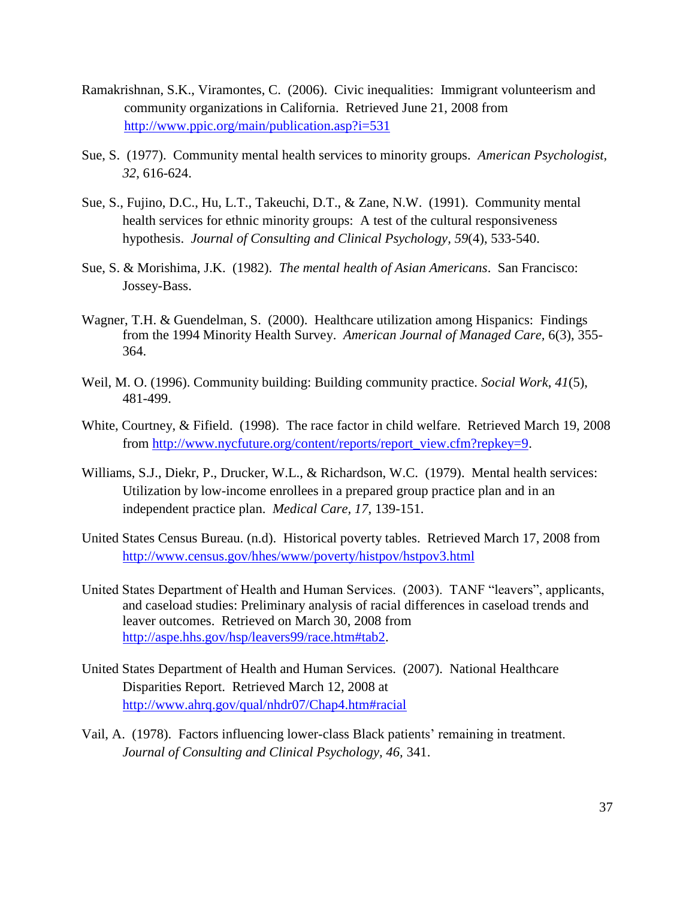Ramakrishnan, S.K., Viramontes, C. (2006). Civic inequalities: Immigrant volunteerism and community organizations in California. Retrieved June 21, 2008 from http://www.ppic.org/main/publication.asp?i=531

Sue, S. (1977). Community mental health services to minority groups. *American Psychologist, 32*, 616-624.

Sue, S., Fujino, D.C., Hu, L.T., Takeuchi, D.T., & Zane, N.W. (1991). Community mental health services for ethnic minority groups: A test of the cultural responsiveness hypothesis. *Journal of Consulting and Clinical Psychology, 59*(4), 533-540.

Sue, S. & Morishima, J.K. (1982). *The mental health of Asian Americans*. San Francisco: Jossey-Bass.

Wagner, T.H. & Guendelman, S. (2000). Healthcare utilization among Hispanics: Findings from the 1994 Minority Health Survey. *American Journal of Managed Care*, 6(3), 355-364.

Weil, M. O. (1996). Community building: Building community practice. *Social Work, 41*(5), 481-499.

White, Courtney, & Fifield. (1998). The race factor in child welfare. Retrieved March 19, 2008 from http://www.nycfuture.org/content/reports/report_view.cfm?repkey=9.

Williams, S.J., Diekr, P., Drucker, W.L., & Richardson, W.C. (1979). Mental health services: Utilization by low-income enrollees in a prepared group practice plan and in an independent practice plan. *Medical Care, 17*, 139-151.

United States Census Bureau. (n.d). Historical poverty tables. Retrieved March 17, 2008 from http://www.census.gov/hhes/www/poverty/histpov/hstpov3.html

United States Department of Health and Human Services. (2003). TANF "leavers", applicants, and caseload studies: Preliminary analysis of racial differences in caseload trends and leaver outcomes. Retrieved on March 30, 2008 from http://aspe.hhs.gov/hsp/leavers99/race.htm#tab2.

United States Department of Health and Human Services. (2007). National Healthcare Disparities Report. Retrieved March 12, 2008 at http://www.ahrq.gov/qual/nhdr07/Chap4.htm#racial

Vail, A. (1978). Factors influencing lower-class Black patients' remaining in treatment. *Journal of Consulting and Clinical Psychology, 46,* 341.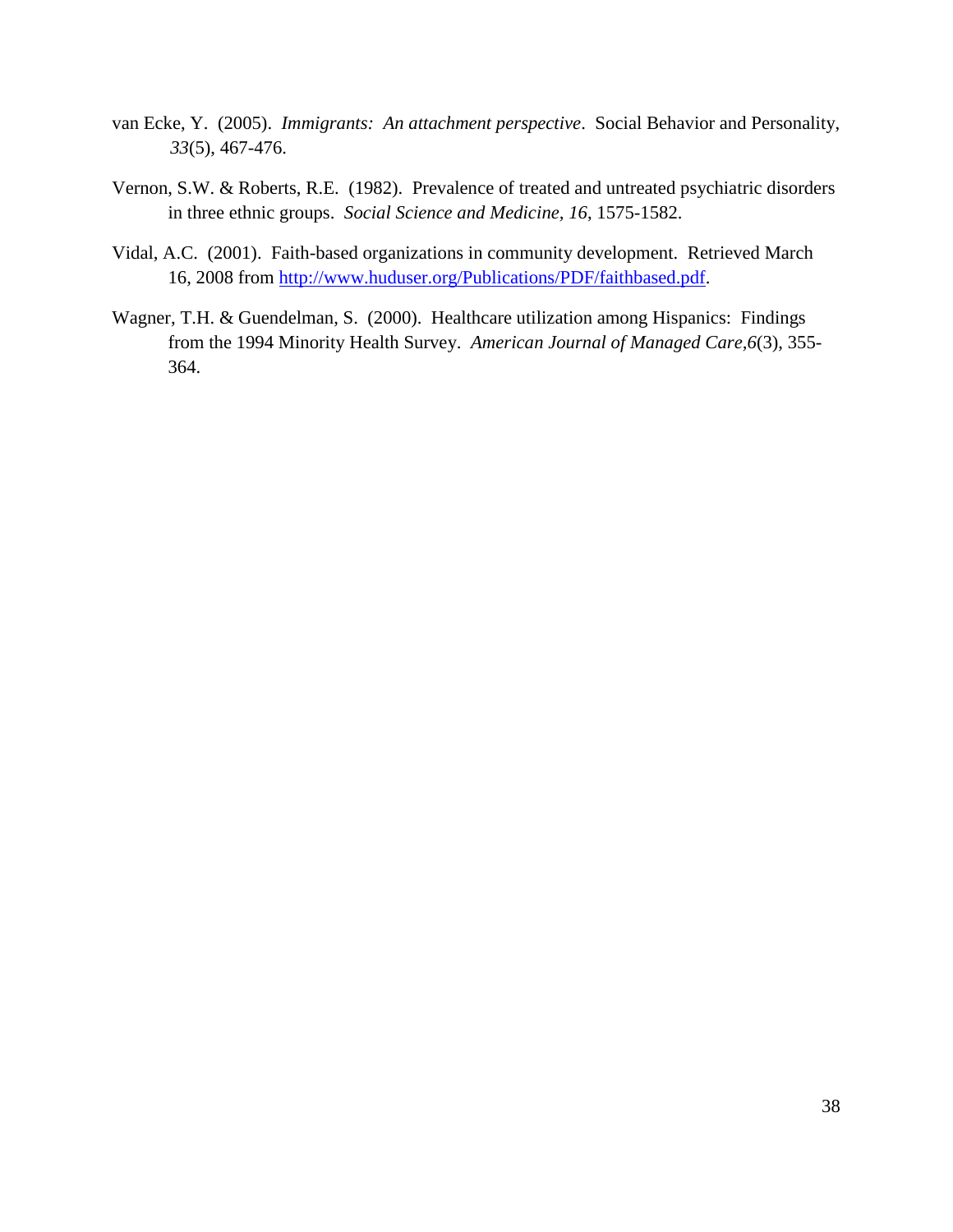van Ecke, Y. (2005). *Immigrants: An attachment perspective*. Social Behavior and Personality, *33*(5), 467-476.

Vernon, S.W. & Roberts, R.E. (1982). Prevalence of treated and untreated psychiatric disorders in three ethnic groups. *Social Science and Medicine, 16*, 1575-1582.

Vidal, A.C. (2001). Faith-based organizations in community development. Retrieved March 16, 2008 from [http://www.huduser.org/Publications/PDF/faithbased.pdf](http://www.huduser.org/Publications/PDF/faithbased.pdf).

Wagner, T.H. & Guendelman, S. (2000). Healthcare utilization among Hispanics: Findings from the 1994 Minority Health Survey. *American Journal of Managed Care,6*(3), 355-364.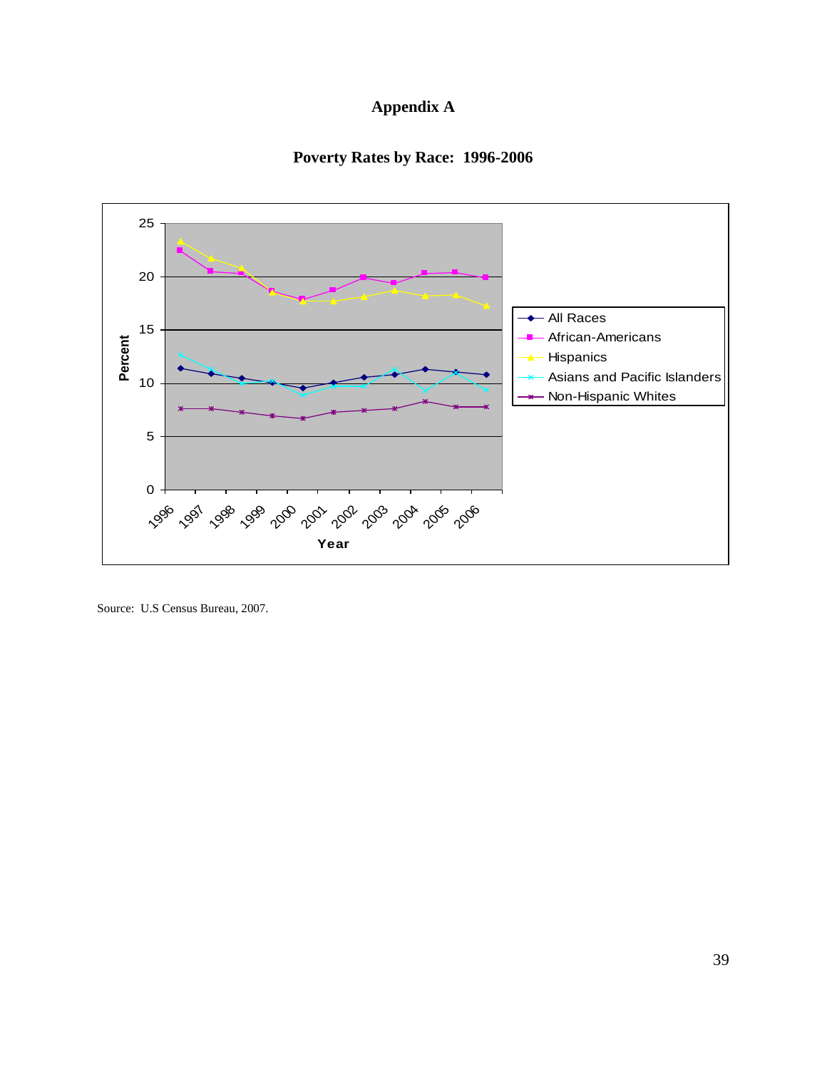# Appendix A

## Poverty Rates by Race: 1996-2006

Source: U.S Census Bureau, 2007.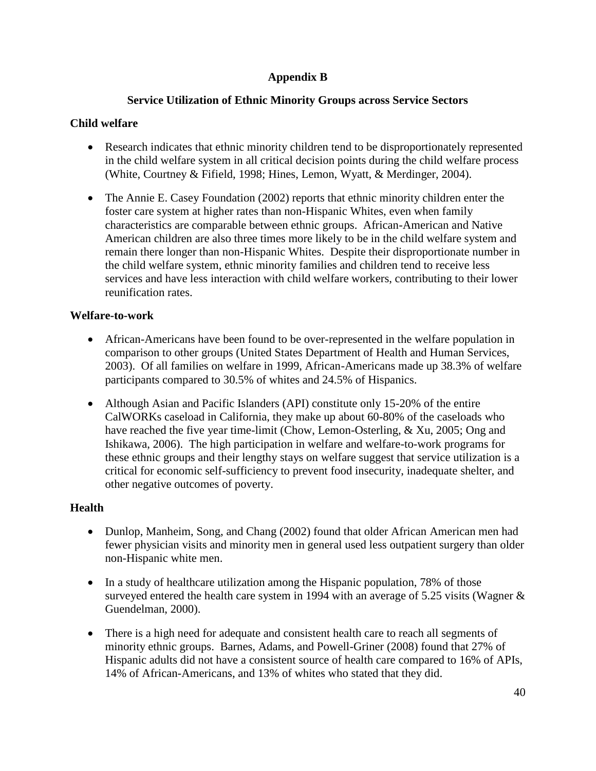# Appendix B

## Service Utilization of Ethnic Minority Groups across Service Sectors

### Child welfare

- Research indicates that ethnic minority children tend to be disproportionately represented in the child welfare system in all critical decision points during the child welfare process (White, Courtney & Fifield, 1998; Hines, Lemon, Wyatt, & Merdinger, 2004).

- The Annie E. Casey Foundation (2002) reports that ethnic minority children enter the foster care system at higher rates than non-Hispanic Whites, even when family characteristics are comparable between ethnic groups. African-American and Native American children are also three times more likely to be in the child welfare system and remain there longer than non-Hispanic Whites. Despite their disproportionate number in the child welfare system, ethnic minority families and children tend to receive less services and have less interaction with child welfare workers, contributing to their lower reunification rates.

### Welfare-to-work

- African-Americans have been found to be over-represented in the welfare population in comparison to other groups (United States Department of Health and Human Services, 2003). Of all families on welfare in 1999, African-Americans made up 38.3% of welfare participants compared to 30.5% of whites and 24.5% of Hispanics.

- Although Asian and Pacific Islanders (API) constitute only 15-20% of the entire CalWORKs caseload in California, they make up about 60-80% of the caseloads who have reached the five year time-limit (Chow, Lemon-Osterling, & Xu, 2005; Ong and Ishikawa, 2006). The high participation in welfare and welfare-to-work programs for these ethnic groups and their lengthy stays on welfare suggest that service utilization is a critical for economic self-sufficiency to prevent food insecurity, inadequate shelter, and other negative outcomes of poverty.

### Health

- Dunlop, Manheim, Song, and Chang (2002) found that older African American men had fewer physician visits and minority men in general used less outpatient surgery than older non-Hispanic white men.

- In a study of healthcare utilization among the Hispanic population, 78% of those surveyed entered the health care system in 1994 with an average of 5.25 visits (Wagner & Guendelman, 2000).

- There is a high need for adequate and consistent health care to reach all segments of minority ethnic groups. Barnes, Adams, and Powell-Griner (2008) found that 27% of Hispanic adults did not have a consistent source of health care compared to 16% of APIs, 14% of African-Americans, and 13% of whites who stated that they did.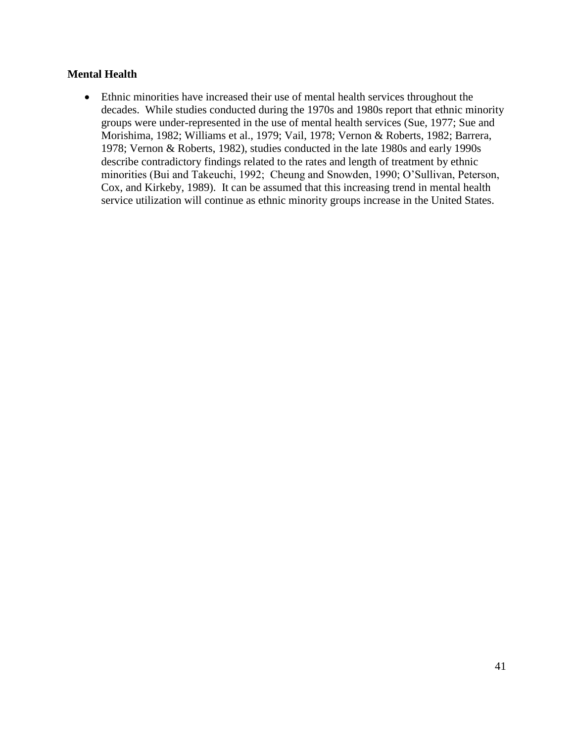**Mental Health**

- Ethnic minorities have increased their use of mental health services throughout the decades. While studies conducted during the 1970s and 1980s report that ethnic minority groups were under-represented in the use of mental health services (Sue, 1977; Sue and Morishima, 1982; Williams et al., 1979; Vail, 1978; Vernon & Roberts, 1982; Barrera, 1978; Vernon & Roberts, 1982), studies conducted in the late 1980s and early 1990s describe contradictory findings related to the rates and length of treatment by ethnic minorities (Bui and Takeuchi, 1992; Cheung and Snowden, 1990; O'Sullivan, Peterson, Cox, and Kirkeby, 1989). It can be assumed that this increasing trend in mental health service utilization will continue as ethnic minority groups increase in the United States.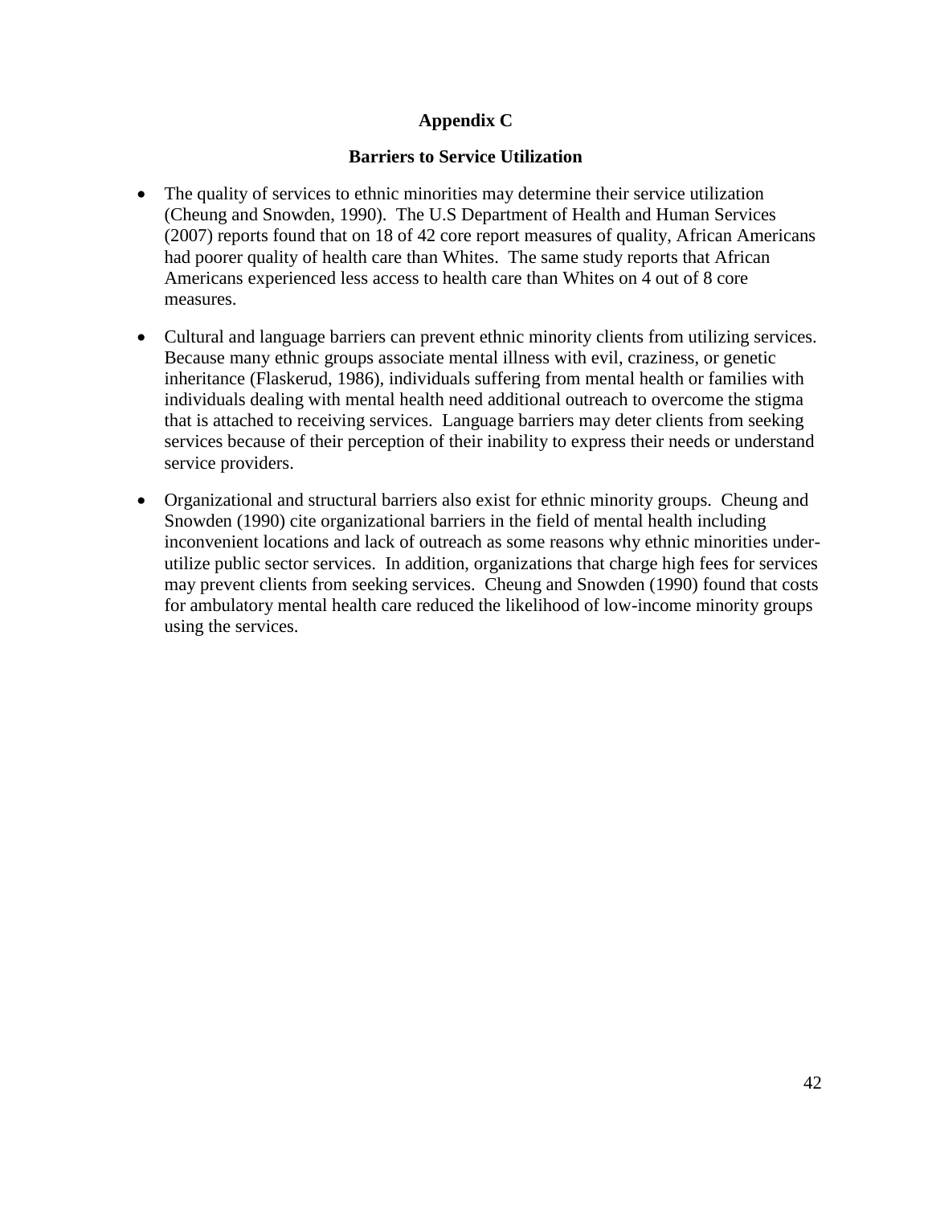# Appendix C

## Barriers to Service Utilization

- The quality of services to ethnic minorities may determine their service utilization (Cheung and Snowden, 1990). The U.S Department of Health and Human Services (2007) reports found that on 18 of 42 core report measures of quality, African Americans had poorer quality of health care than Whites. The same study reports that African Americans experienced less access to health care than Whites on 4 out of 8 core measures.

- Cultural and language barriers can prevent ethnic minority clients from utilizing services. Because many ethnic groups associate mental illness with evil, craziness, or genetic inheritance (Flaskerud, 1986), individuals suffering from mental health or families with individuals dealing with mental health need additional outreach to overcome the stigma that is attached to receiving services. Language barriers may deter clients from seeking services because of their perception of their inability to express their needs or understand service providers.

- Organizational and structural barriers also exist for ethnic minority groups. Cheung and Snowden (1990) cite organizational barriers in the field of mental health including inconvenient locations and lack of outreach as some reasons why ethnic minorities under-utilize public sector services. In addition, organizations that charge high fees for services may prevent clients from seeking services. Cheung and Snowden (1990) found that costs for ambulatory mental health care reduced the likelihood of low-income minority groups using the services.